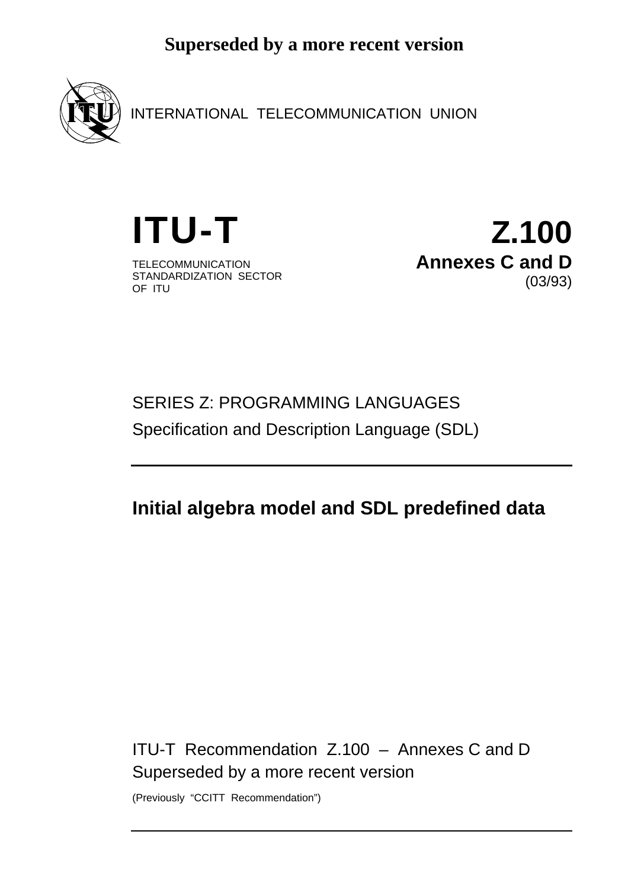**Superseded by a more recent version**

INTERNATIONAL TELECOMMUNICATION UNION

# ITU-T

TELECOMMUNICATION
STANDARDIZATION SECTOR
OF ITU

# Z.100

**Annexes C and D**

(03/93)

SERIES Z: PROGRAMMING LANGUAGES

Specification and Description Language (SDL)

---

## Initial algebra model and SDL predefined data

ITU-T Recommendation Z.100 – Annexes C and D

Superseded by a more recent version

(Previously "CCITT Recommendation")

---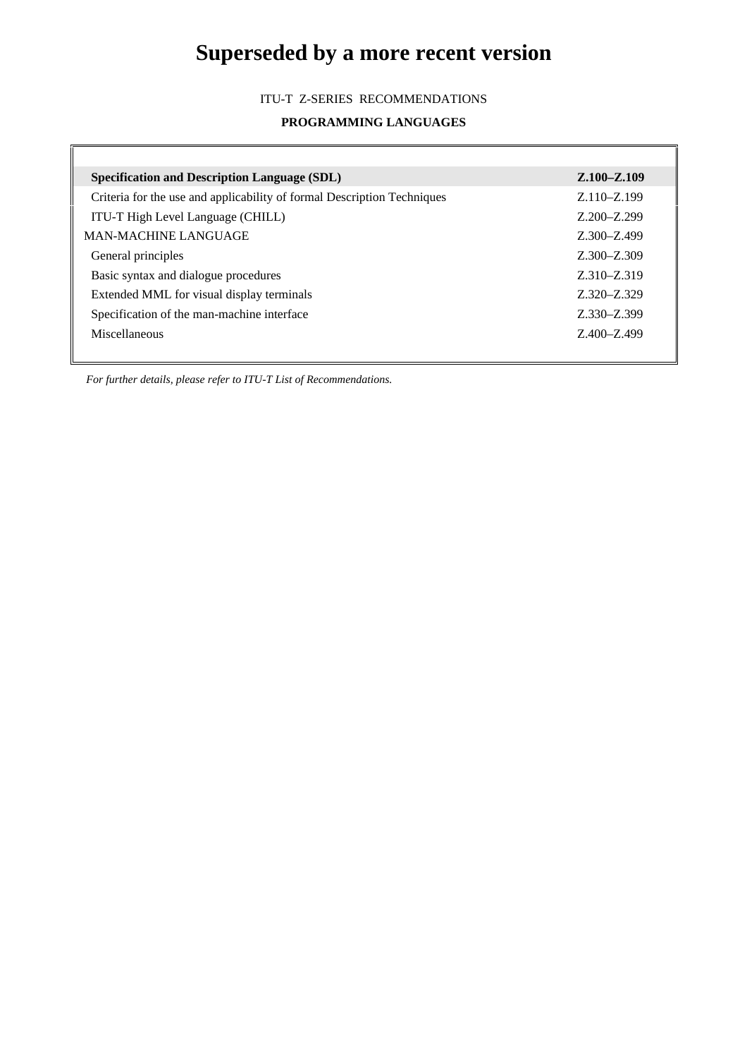# Superseded by a more recent version

ITU-T Z-SERIES RECOMMENDATIONS

**PROGRAMMING LANGUAGES**

| | |
|---|---|
| **Specification and Description Language (SDL)** | **Z.100–Z.109** |
| Criteria for the use and applicability of formal Description Techniques | Z.110–Z.199 |
| ITU-T High Level Language (CHILL) | Z.200–Z.299 |
| MAN-MACHINE LANGUAGE | Z.300–Z.499 |
| General principles | Z.300–Z.309 |
| Basic syntax and dialogue procedures | Z.310–Z.319 |
| Extended MML for visual display terminals | Z.320–Z.329 |
| Specification of the man-machine interface | Z.330–Z.399 |
| Miscellaneous | Z.400–Z.499 |

*For further details, please refer to ITU-T List of Recommendations.*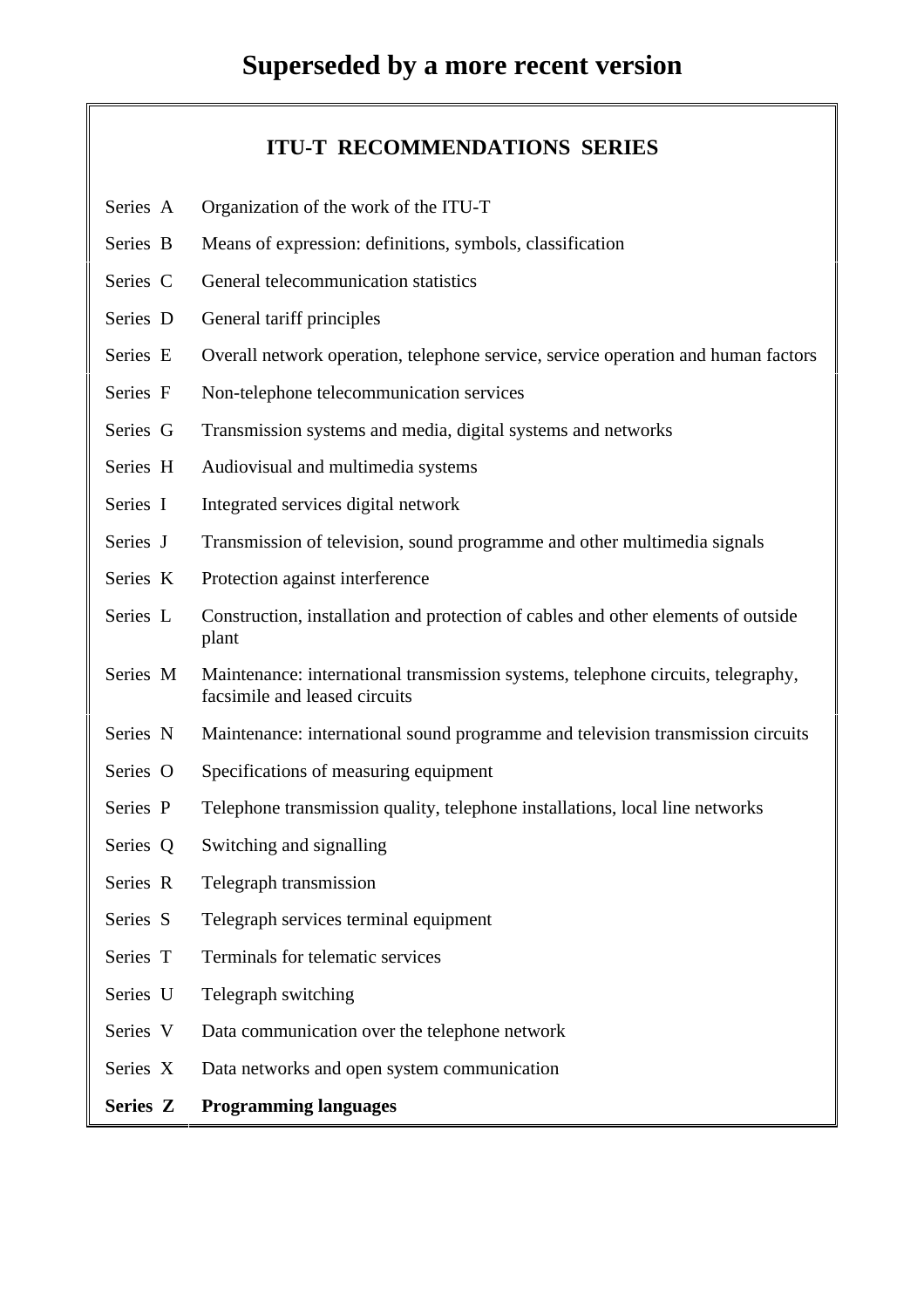# Superseded by a more recent version

## ITU-T RECOMMENDATIONS SERIES

| | |
|---|---|
| Series A | Organization of the work of the ITU-T |
| Series B | Means of expression: definitions, symbols, classification |
| Series C | General telecommunication statistics |
| Series D | General tariff principles |
| Series E | Overall network operation, telephone service, service operation and human factors |
| Series F | Non-telephone telecommunication services |
| Series G | Transmission systems and media, digital systems and networks |
| Series H | Audiovisual and multimedia systems |
| Series I | Integrated services digital network |
| Series J | Transmission of television, sound programme and other multimedia signals |
| Series K | Protection against interference |
| Series L | Construction, installation and protection of cables and other elements of outside plant |
| Series M | Maintenance: international transmission systems, telephone circuits, telegraphy, facsimile and leased circuits |
| Series N | Maintenance: international sound programme and television transmission circuits |
| Series O | Specifications of measuring equipment |
| Series P | Telephone transmission quality, telephone installations, local line networks |
| Series Q | Switching and signalling |
| Series R | Telegraph transmission |
| Series S | Telegraph services terminal equipment |
| Series T | Terminals for telematic services |
| Series U | Telegraph switching |
| Series V | Data communication over the telephone network |
| Series X | Data networks and open system communication |
| **Series Z** | **Programming languages** |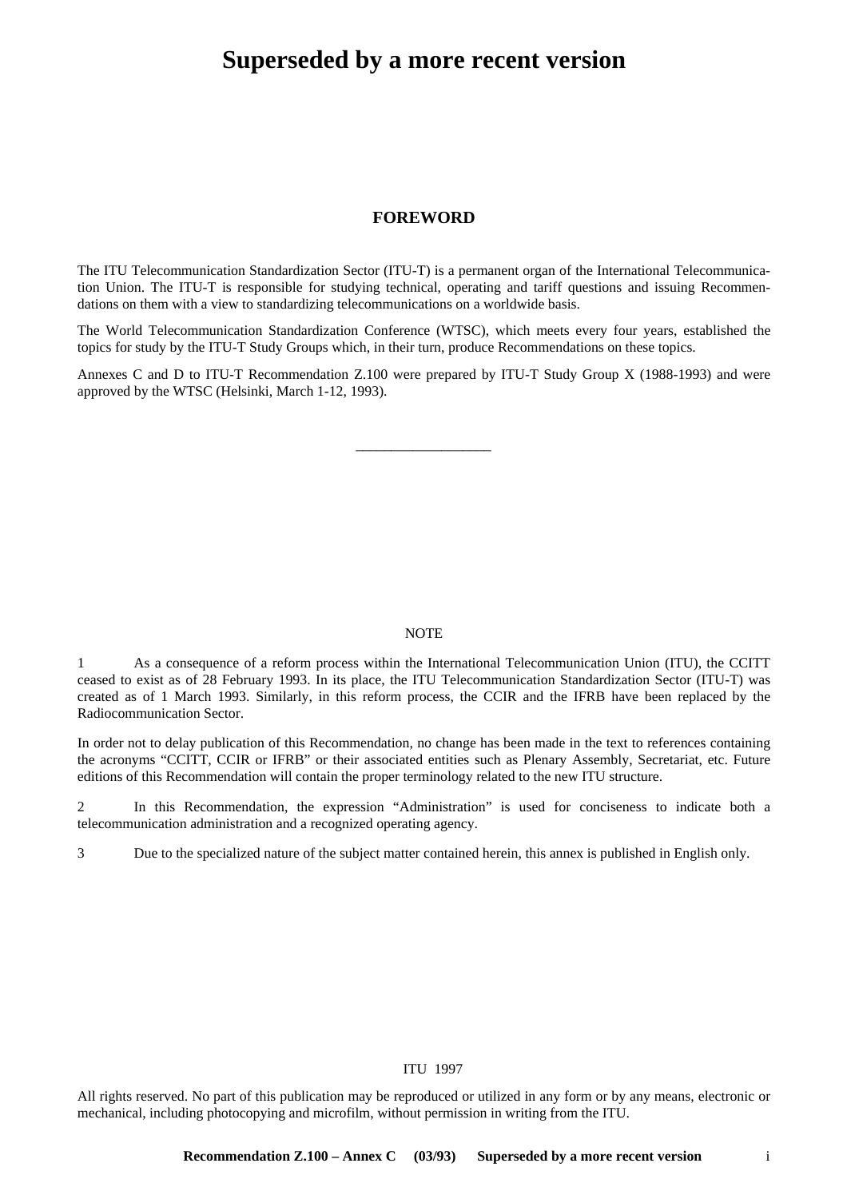# FOREWORD

The ITU Telecommunication Standardization Sector (ITU-T) is a permanent organ of the International Telecommunication Union. The ITU-T is responsible for studying technical, operating and tariff questions and issuing Recommendations on them with a view to standardizing telecommunications on a worldwide basis.

The World Telecommunication Standardization Conference (WTSC), which meets every four years, established the topics for study by the ITU-T Study Groups which, in their turn, produce Recommendations on these topics.

Annexes C and D to ITU-T Recommendation Z.100 were prepared by ITU-T Study Group X (1988-1993) and were approved by the WTSC (Helsinki, March 1-12, 1993).

___________________

NOTE

1 As a consequence of a reform process within the International Telecommunication Union (ITU), the CCITT ceased to exist as of 28 February 1993. In its place, the ITU Telecommunication Standardization Sector (ITU-T) was created as of 1 March 1993. Similarly, in this reform process, the CCIR and the IFRB have been replaced by the Radiocommunication Sector.

In order not to delay publication of this Recommendation, no change has been made in the text to references containing the acronyms "CCITT, CCIR or IFRB" or their associated entities such as Plenary Assembly, Secretariat, etc. Future editions of this Recommendation will contain the proper terminology related to the new ITU structure.

2 In this Recommendation, the expression "Administration" is used for conciseness to indicate both a telecommunication administration and a recognized operating agency.

3 Due to the specialized nature of the subject matter contained herein, this annex is published in English only.

ITU 1997

All rights reserved. No part of this publication may be reproduced or utilized in any form or by any means, electronic or mechanical, including photocopying and microfilm, without permission in writing from the ITU.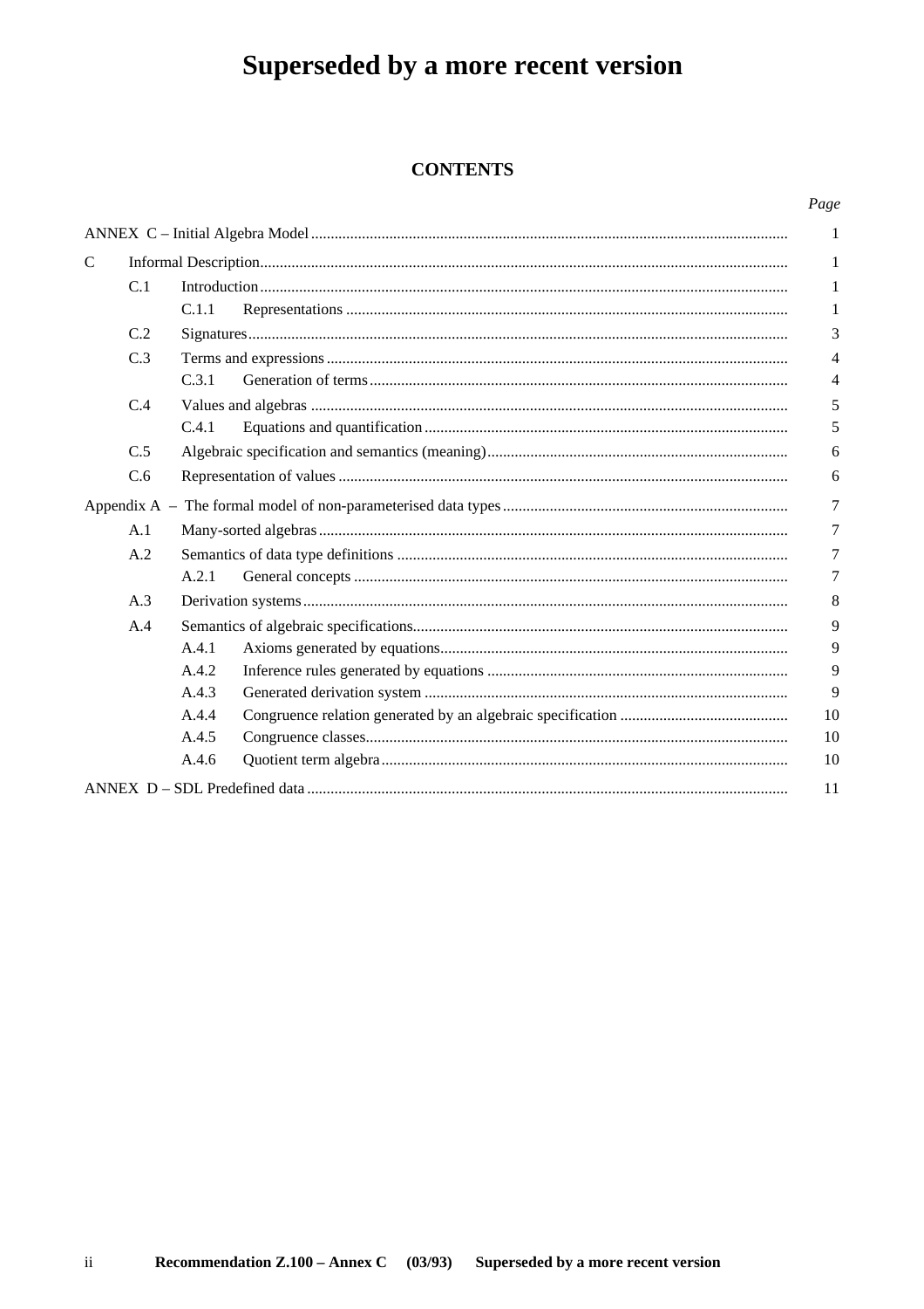# Superseded by a more recent version

## CONTENTS

| | | | Page |
|---|---|---|---|
| ANNEX C – Initial Algebra Model | | | 1 |
| C | Informal Description | | 1 |
| | C.1 | Introduction | 1 |
| | | C.1.1 Representations | 1 |
| | C.2 | Signatures | 3 |
| | C.3 | Terms and expressions | 4 |
| | | C.3.1 Generation of terms | 4 |
| | C.4 | Values and algebras | 5 |
| | | C.4.1 Equations and quantification | 5 |
| | C.5 | Algebraic specification and semantics (meaning) | 6 |
| | C.6 | Representation of values | 6 |
| Appendix A – The formal model of non-parameterised data types | | | 7 |
| | A.1 | Many-sorted algebras | 7 |
| | A.2 | Semantics of data type definitions | 7 |
| | | A.2.1 General concepts | 7 |
| | A.3 | Derivation systems | 8 |
| | A.4 | Semantics of algebraic specifications | 9 |
| | | A.4.1 Axioms generated by equations | 9 |
| | | A.4.2 Inference rules generated by equations | 9 |
| | | A.4.3 Generated derivation system | 9 |
| | | A.4.4 Congruence relation generated by an algebraic specification | 10 |
| | | A.4.5 Congruence classes | 10 |
| | | A.4.6 Quotient term algebra | 10 |
| ANNEX D – SDL Predefined data | | | 11 |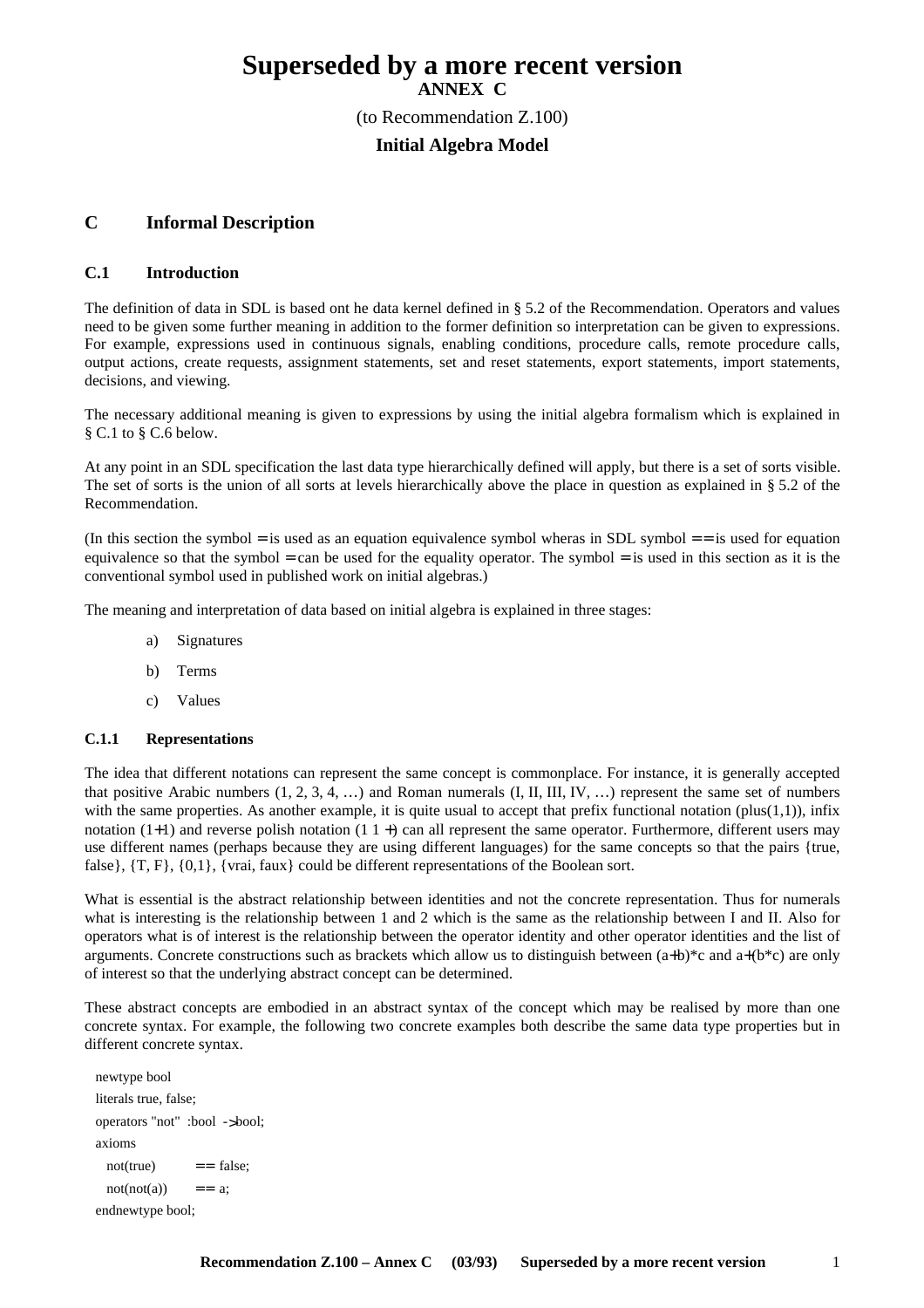# Superseded by a more recent version

**ANNEX C**

(to Recommendation Z.100)

**Initial Algebra Model**

## C Informal Description

### C.1 Introduction

The definition of data in SDL is based ont he data kernel defined in § 5.2 of the Recommendation. Operators and values need to be given some further meaning in addition to the former definition so interpretation can be given to expressions. For example, expressions used in continuous signals, enabling conditions, procedure calls, remote procedure calls, output actions, create requests, assignment statements, set and reset statements, export statements, import statements, decisions, and viewing.

The necessary additional meaning is given to expressions by using the initial algebra formalism which is explained in § C.1 to § C.6 below.

At any point in an SDL specification the last data type hierarchically defined will apply, but there is a set of sorts visible. The set of sorts is the union of all sorts at levels hierarchically above the place in question as explained in § 5.2 of the Recommendation.

(In this section the symbol = is used as an equation equivalence symbol wheras in SDL symbol == is used for equation equivalence so that the symbol = can be used for the equality operator. The symbol = is used in this section as it is the conventional symbol used in published work on initial algebras.)

The meaning and interpretation of data based on initial algebra is explained in three stages:

a) Signatures

b) Terms

c) Values

#### C.1.1 Representations

The idea that different notations can represent the same concept is commonplace. For instance, it is generally accepted that positive Arabic numbers (1, 2, 3, 4, …) and Roman numerals (I, II, III, IV, …) represent the same set of numbers with the same properties. As another example, it is quite usual to accept that prefix functional notation (plus(1,1)), infix notation (1+1) and reverse polish notation (1 1 +) can all represent the same operator. Furthermore, different users may use different names (perhaps because they are using different languages) for the same concepts so that the pairs {true, false}, {T, F}, {0,1}, {vrai, faux} could be different representations of the Boolean sort.

What is essential is the abstract relationship between identities and not the concrete representation. Thus for numerals what is interesting is the relationship between 1 and 2 which is the same as the relationship between I and II. Also for operators what is of interest is the relationship between the operator identity and other operator identities and the list of arguments. Concrete constructions such as brackets which allow us to distinguish between (a+b)*c and a+(b*c) are only of interest so that the underlying abstract concept can be determined.

These abstract concepts are embodied in an abstract syntax of the concept which may be realised by more than one concrete syntax. For example, the following two concrete examples both describe the same data type properties but in different concrete syntax.

```
newtype bool
literals true, false;
operators "not" :bool ->bool;
axioms
   not(true)      == false;
   not(not(a))    == a;
endnewtype bool;
```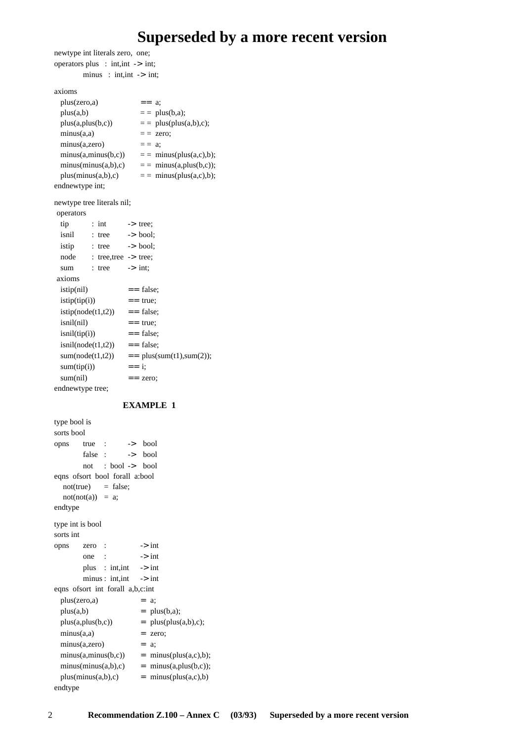```
newtype int literals zero, one;
operators plus   :  int,int  -> int;
          minus  :  int,int  -> int;

axioms
   plus(zero,a)             == a;
   plus(a,b)                == plus(b,a);
   plus(a,plus(b,c))        == plus(plus(a,b),c);
   minus(a,a)               == zero;
   minus(a,zero)            == a;
   minus(a,minus(b,c))      == minus(plus(a,c),b);
   minus(minus(a,b),c)      == minus(a,plus(b,c));
   plus(minus(a,b),c)       == minus(plus(a,c),b);
endnewtype int;

newtype tree literals nil;
 operators
   tip      :  int        -> tree;
   isnil    :  tree       -> bool;
   istip    :  tree       -> bool;
   node     :  tree,tree  -> tree;
   sum      :  tree       -> int;
 axioms
   istip(nil)            == false;
   istip(tip(i))         == true;
   istip(node(t1,t2))    == false;
   isnil(nil)            == true;
   isnil(tip(i))         == false;
   isnil(node(t1,t2))    == false;
   sum(node(t1,t2))      == plus(sum(t1),sum(2));
   sum(tip(i))           == i;
   sum(nil)              == zero;
endnewtype tree;
```

**EXAMPLE 1**

```
type bool is
sorts bool
opns     true   :        ->  bool
         false  :        ->  bool
         not    :  bool  ->  bool
eqns  ofsort  bool  forall  a:bool
    not(true)     =  false;
    not(not(a))   =  a;
endtype

type int is bool
sorts int
opns     zero   :            -> int
         one    :            -> int
         plus   :  int,int   -> int
         minus  :  int,int   -> int
eqns  ofsort  int  forall  a,b,c:int
   plus(zero,a)             =  a;
   plus(a,b)                =  plus(b,a);
   plus(a,plus(b,c))        =  plus(plus(a,b),c);
   minus(a,a)               =  zero;
   minus(a,zero)            =  a;
   minus(a,minus(b,c))      =  minus(plus(a,c),b);
   minus(minus(a,b),c)      =  minus(a,plus(b,c));
   plus(minus(a,b),c)       =  minus(plus(a,c),b)
endtype
```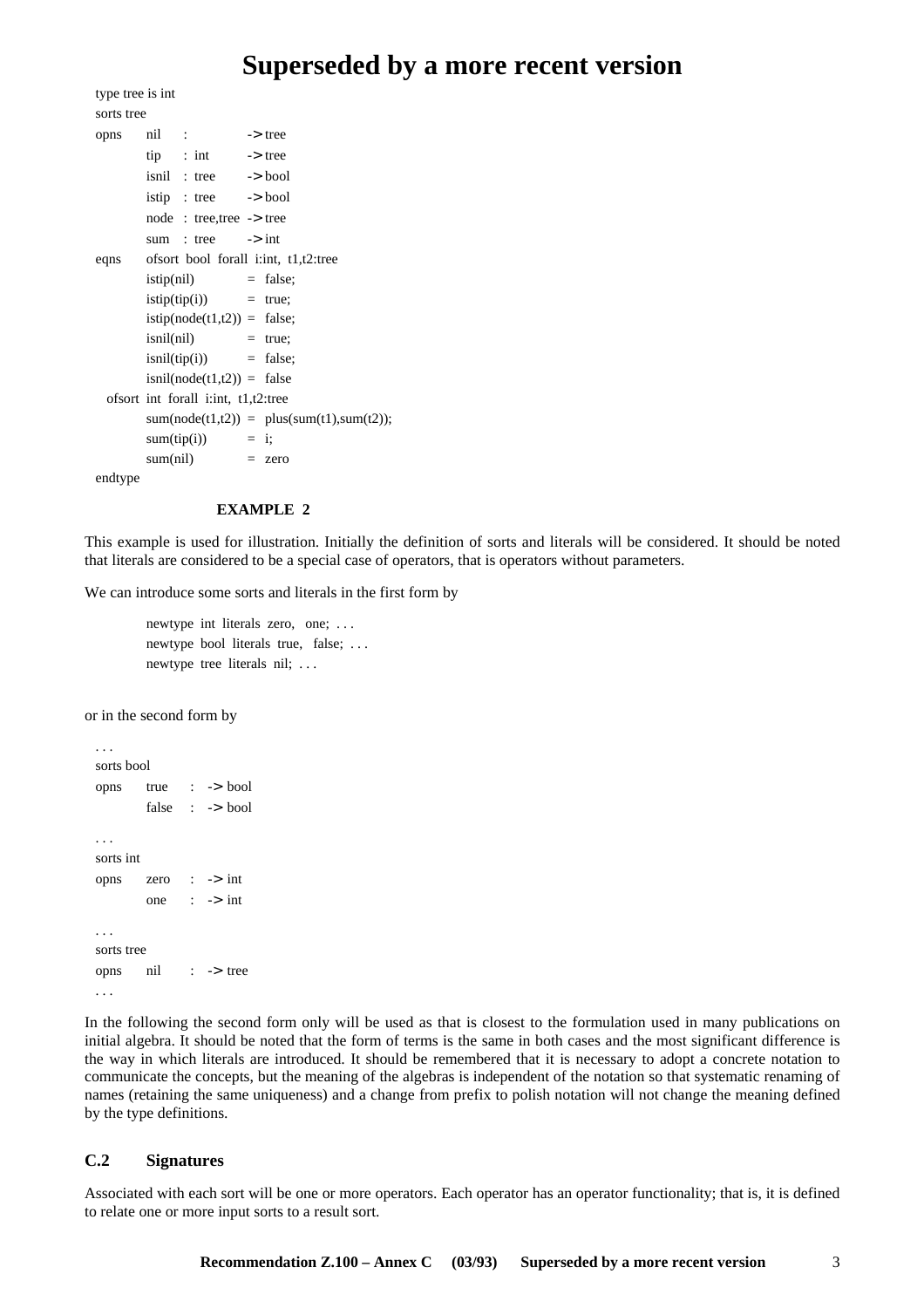```
type tree is int
sorts tree
opns    nil    :             -> tree
        tip    : int         -> tree
        isnil  : tree        -> bool
        istip  : tree        -> bool
        node   : tree,tree   -> tree
        sum    : tree        -> int
eqns    ofsort bool forall i:int, t1,t2:tree
        istip(nil)           = false;
        istip(tip(i))        = true;
        istip(node(t1,t2))   = false;
        isnil(nil)           = true;
        isnil(tip(i))        = false;
        isnil(node(t1,t2))   = false
   ofsort int forall i:int, t1,t2:tree
        sum(node(t1,t2))     = plus(sum(t1),sum(t2));
        sum(tip(i))          = i;
        sum(nil)             = zero
endtype
```

**EXAMPLE 2**

This example is used for illustration. Initially the definition of sorts and literals will be considered. It should be noted that literals are considered to be a special case of operators, that is operators without parameters.

We can introduce some sorts and literals in the first form by

```
newtype int literals zero, one; . . .
newtype bool literals true, false; . . .
newtype tree literals nil; . . .
```

or in the second form by

```
. . .
sorts bool
opns    true   :  -> bool
        false  :  -> bool

. . .
sorts int
opns    zero   :  -> int
        one    :  -> int

. . .
sorts tree
opns    nil    :  -> tree
. . .
```

In the following the second form only will be used as that is closest to the formulation used in many publications on initial algebra. It should be noted that the form of terms is the same in both cases and the most significant difference is the way in which literals are introduced. It should be remembered that it is necessary to adopt a concrete notation to communicate the concepts, but the meaning of the algebras is independent of the notation so that systematic renaming of names (retaining the same uniqueness) and a change from prefix to polish notation will not change the meaning defined by the type definitions.

## C.2 Signatures

Associated with each sort will be one or more operators. Each operator has an operator functionality; that is, it is defined to relate one or more input sorts to a result sort.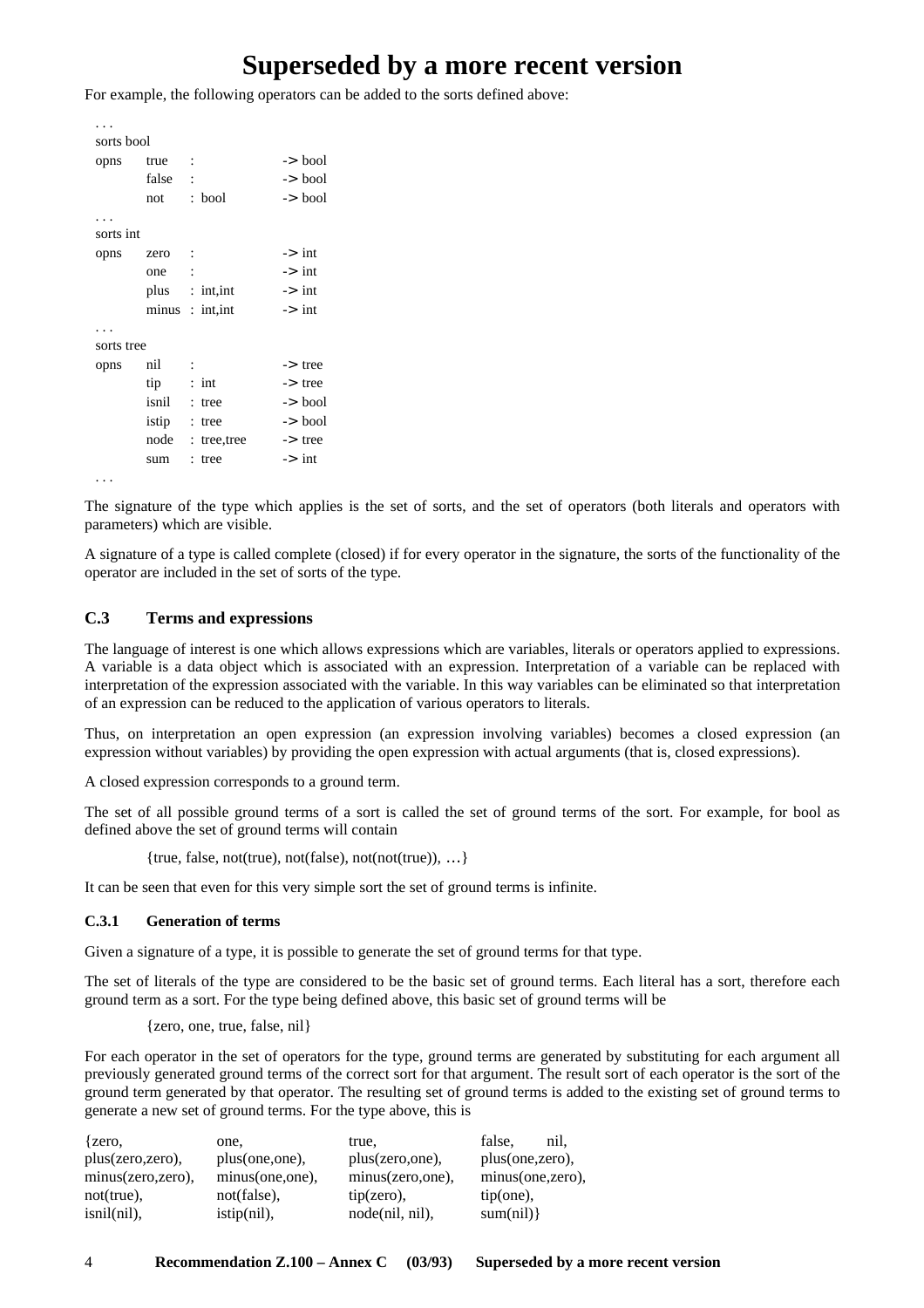# Superseded by a more recent version

For example, the following operators can be added to the sorts defined above:

```
. . .
sorts bool
opns    true    :               -> bool
        false   :               -> bool
        not     : bool          -> bool
. . .
sorts int
opns    zero    :               -> int
        one     :               -> int
        plus    : int,int       -> int
        minus   : int,int       -> int
. . .
sorts tree
opns    nil     :               -> tree
        tip     : int           -> tree
        isnil   : tree          -> bool
        istip   : tree          -> bool
        node    : tree,tree     -> tree
        sum     : tree          -> int
. . .
```

The signature of the type which applies is the set of sorts, and the set of operators (both literals and operators with parameters) which are visible.

A signature of a type is called complete (closed) if for every operator in the signature, the sorts of the functionality of the operator are included in the set of sorts of the type.

### C.3 Terms and expressions

The language of interest is one which allows expressions which are variables, literals or operators applied to expressions. A variable is a data object which is associated with an expression. Interpretation of a variable can be replaced with interpretation of the expression associated with the variable. In this way variables can be eliminated so that interpretation of an expression can be reduced to the application of various operators to literals.

Thus, on interpretation an open expression (an expression involving variables) becomes a closed expression (an expression without variables) by providing the open expression with actual arguments (that is, closed expressions).

A closed expression corresponds to a ground term.

The set of all possible ground terms of a sort is called the set of ground terms of the sort. For example, for bool as defined above the set of ground terms will contain

{true, false, not(true), not(false), not(not(true)), …}

It can be seen that even for this very simple sort the set of ground terms is infinite.

#### C.3.1 Generation of terms

Given a signature of a type, it is possible to generate the set of ground terms for that type.

The set of literals of the type are considered to be the basic set of ground terms. Each literal has a sort, therefore each ground term as a sort. For the type being defined above, this basic set of ground terms will be

{zero, one, true, false, nil}

For each operator in the set of operators for the type, ground terms are generated by substituting for each argument all previously generated ground terms of the correct sort for that argument. The result sort of each operator is the sort of the ground term generated by that operator. The resulting set of ground terms is added to the existing set of ground terms to generate a new set of ground terms. For the type above, this is

```
{zero,              one,             true,             false,     nil,
plus(zero,zero),    plus(one,one),   plus(zero,one),   plus(one,zero),
minus(zero,zero),   minus(one,one),  minus(zero,one),  minus(one,zero),
not(true),          not(false),      tip(zero),        tip(one),
isnil(nil),         istip(nil),      node(nil, nil),   sum(nil)}
```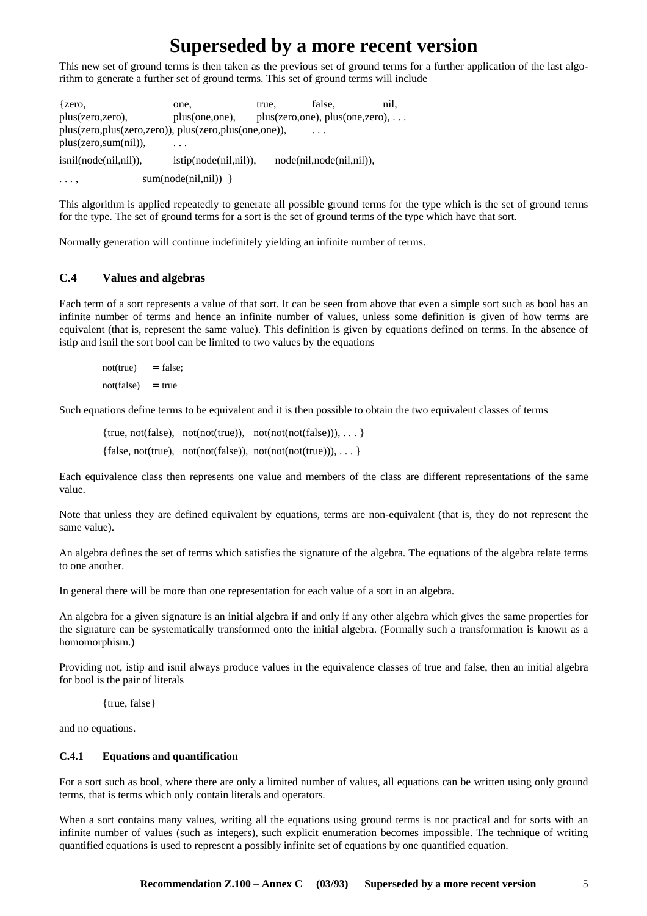# Superseded by a more recent version

This new set of ground terms is then taken as the previous set of ground terms for a further application of the last algorithm to generate a further set of ground terms. This set of ground terms will include

```
{zero,                 one,              true,     false,     nil,
plus(zero,zero),       plus(one,one),    plus(zero,one), plus(one,zero), . . .
plus(zero,plus(zero,zero)), plus(zero,plus(one,one)),      . . .
plus(zero,sum(nil)),   . . .
isnil(node(nil,nil)),     istip(node(nil,nil)),     node(nil,node(nil,nil)),
. . . ,            sum(node(nil,nil))  }
```

This algorithm is applied repeatedly to generate all possible ground terms for the type which is the set of ground terms for the type. The set of ground terms for a sort is the set of ground terms of the type which have that sort.

Normally generation will continue indefinitely yielding an infinite number of terms.

## C.4 Values and algebras

Each term of a sort represents a value of that sort. It can be seen from above that even a simple sort such as bool has an infinite number of terms and hence an infinite number of values, unless some definition is given of how terms are equivalent (that is, represent the same value). This definition is given by equations defined on terms. In the absence of istip and isnil the sort bool can be limited to two values by the equations

```
not(true)    == false;
not(false)   == true
```

Such equations define terms to be equivalent and it is then possible to obtain the two equivalent classes of terms

```
{true, not(false),   not(not(true)),   not(not(not(false))), . . . }
{false, not(true),   not(not(false)),  not(not(not(true))), . . . }
```

Each equivalence class then represents one value and members of the class are different representations of the same value.

Note that unless they are defined equivalent by equations, terms are non-equivalent (that is, they do not represent the same value).

An algebra defines the set of terms which satisfies the signature of the algebra. The equations of the algebra relate terms to one another.

In general there will be more than one representation for each value of a sort in an algebra.

An algebra for a given signature is an initial algebra if and only if any other algebra which gives the same properties for the signature can be systematically transformed onto the initial algebra. (Formally such a transformation is known as a homomorphism.)

Providing not, istip and isnil always produce values in the equivalence classes of true and false, then an initial algebra for bool is the pair of literals

```
{true, false}
```

and no equations.

### C.4.1 Equations and quantification

For a sort such as bool, where there are only a limited number of values, all equations can be written using only ground terms, that is terms which only contain literals and operators.

When a sort contains many values, writing all the equations using ground terms is not practical and for sorts with an infinite number of values (such as integers), such explicit enumeration becomes impossible. The technique of writing quantified equations is used to represent a possibly infinite set of equations by one quantified equation.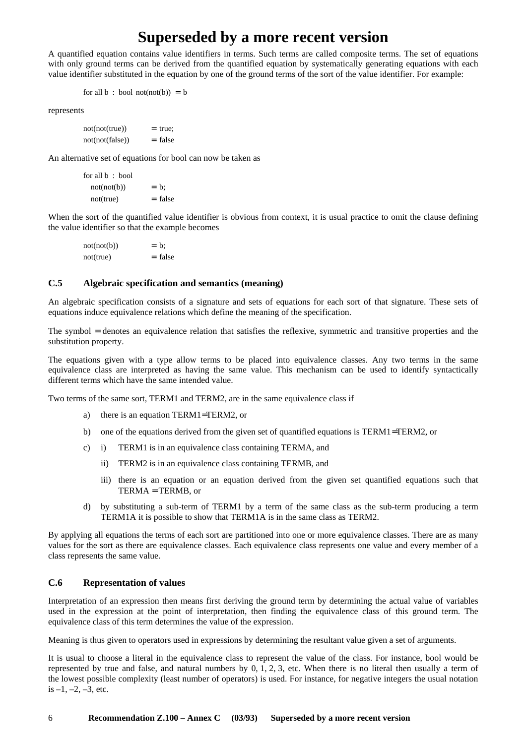A quantified equation contains value identifiers in terms. Such terms are called composite terms. The set of equations with only ground terms can be derived from the quantified equation by systematically generating equations with each value identifier substituted in the equation by one of the ground terms of the sort of the value identifier. For example:

```
for all b : bool not(not(b)) == b
```

represents

```
not(not(true))      == true;
not(not(false))     == false
```

An alternative set of equations for bool can now be taken as

```
for all b : bool
   not(not(b))      == b;
   not(true)        == false
```

When the sort of the quantified value identifier is obvious from context, it is usual practice to omit the clause defining the value identifier so that the example becomes

```
not(not(b))         == b;
not(true)           == false
```

### C.5 Algebraic specification and semantics (meaning)

An algebraic specification consists of a signature and sets of equations for each sort of that signature. These sets of equations induce equivalence relations which define the meaning of the specification.

The symbol == denotes an equivalence relation that satisfies the reflexive, symmetric and transitive properties and the substitution property.

The equations given with a type allow terms to be placed into equivalence classes. Any two terms in the same equivalence class are interpreted as having the same value. This mechanism can be used to identify syntactically different terms which have the same intended value.

Two terms of the same sort, TERM1 and TERM2, are in the same equivalence class if

a) there is an equation TERM1==TERM2, or

b) one of the equations derived from the given set of quantified equations is TERM1==TERM2, or

c) i) TERM1 is in an equivalence class containing TERMA, and

   ii) TERM2 is in an equivalence class containing TERMB, and

   iii) there is an equation or an equation derived from the given set quantified equations such that TERMA == TERMB, or

d) by substituting a sub-term of TERM1 by a term of the same class as the sub-term producing a term TERM1A it is possible to show that TERM1A is in the same class as TERM2.

By applying all equations the terms of each sort are partitioned into one or more equivalence classes. There are as many values for the sort as there are equivalence classes. Each equivalence class represents one value and every member of a class represents the same value.

### C.6 Representation of values

Interpretation of an expression then means first deriving the ground term by determining the actual value of variables used in the expression at the point of interpretation, then finding the equivalence class of this ground term. The equivalence class of this term determines the value of the expression.

Meaning is thus given to operators used in expressions by determining the resultant value given a set of arguments.

It is usual to choose a literal in the equivalence class to represent the value of the class. For instance, bool would be represented by true and false, and natural numbers by 0, 1, 2, 3, etc. When there is no literal then usually a term of the lowest possible complexity (least number of operators) is used. For instance, for negative integers the usual notation is –1, –2, –3, etc.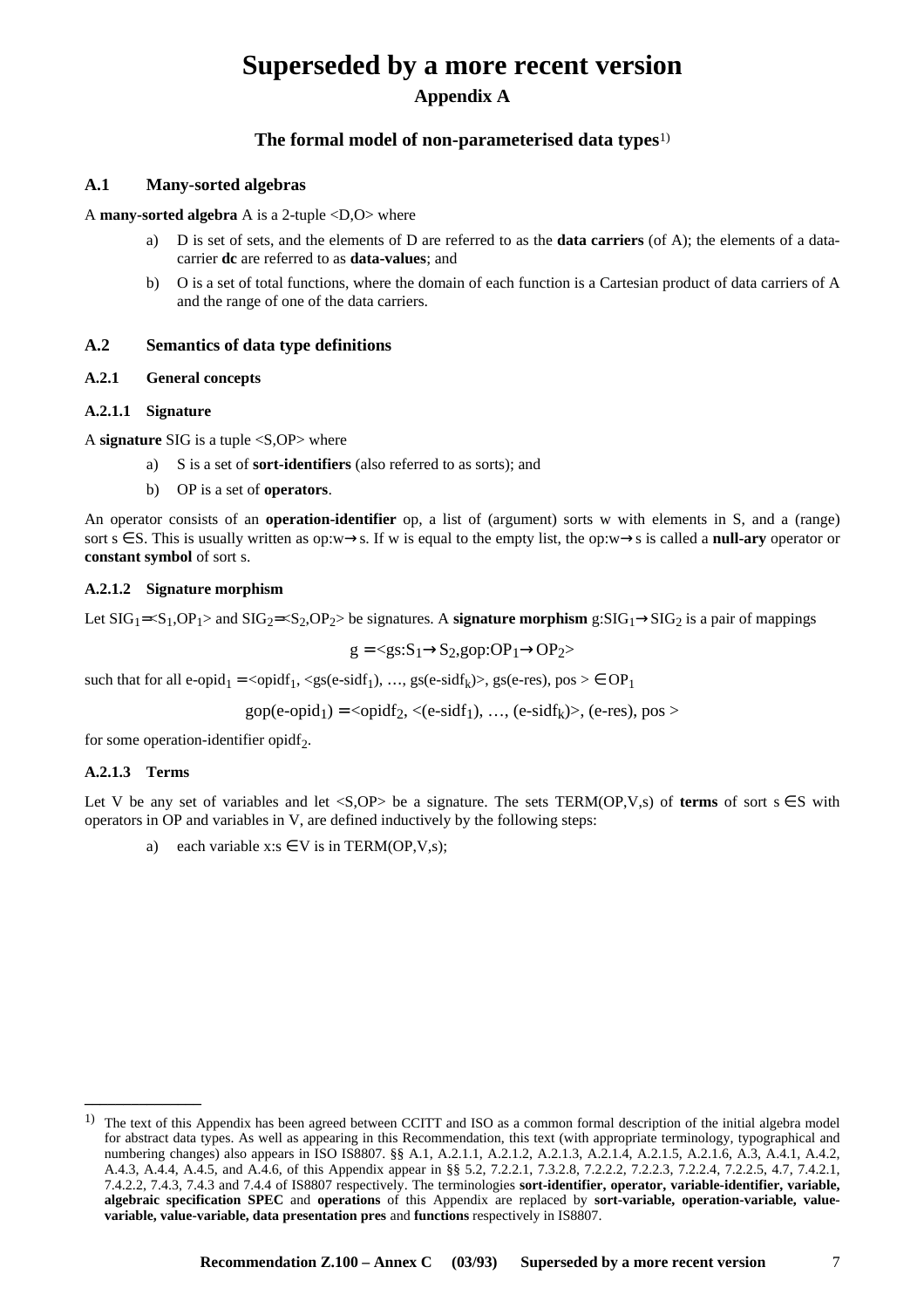# Superseded by a more recent version

## Appendix A

### The formal model of non-parameterised data types[1)]

#### A.1 Many-sorted algebras

A **many-sorted algebra** A is a 2-tuple <D,O> where

a) D is set of sets, and the elements of D are referred to as the **data carriers** (of A); the elements of a data-carrier **dc** are referred to as **data-values**; and

b) O is a set of total functions, where the domain of each function is a Cartesian product of data carriers of A and the range of one of the data carriers.

#### A.2 Semantics of data type definitions

##### A.2.1 General concepts

##### A.2.1.1 Signature

A **signature** SIG is a tuple <S,OP> where

a) S is a set of **sort-identifiers** (also referred to as sorts); and

b) OP is a set of **operators**.

An operator consists of an **operation-identifier** op, a list of (argument) sorts w with elements in S, and a (range) sort $s \in S$. This is usually written as $op:w \rightarrow s$. If w is equal to the empty list, the $op:w \rightarrow s$ is called a **null-ary** operator or **constant symbol** of sort s.

##### A.2.1.2 Signature morphism

Let $SIG_1 = <S_1,OP_1>$ and $SIG_2 = <S_2,OP_2>$ be signatures. A **signature morphism** $g:SIG_1 \rightarrow SIG_2$ is a pair of mappings

$$g = <gs:S_1 \rightarrow S_2, gop:OP_1 \rightarrow OP_2>$$

such that for all $e\text{-}opid_1 = <opidf_1, <gs(e\text{-}sidf_1), \ldots, gs(e\text{-}sidf_k)>, gs(e\text{-}res), pos> \in OP_1$

$$gop(e\text{-}opid_1) = <opidf_2, <(e\text{-}sidf_1), \ldots, (e\text{-}sidf_k)>, (e\text{-}res), pos>$$

for some operation-identifier $opidf_2$.

##### A.2.1.3 Terms

Let V be any set of variables and let <S,OP> be a signature. The sets TERM(OP,V,s) of **terms** of sort $s \in S$ with operators in OP and variables in V, are defined inductively by the following steps:

a) each variable $x:s \in V$ is in TERM(OP,V,s);

---

[1)] The text of this Appendix has been agreed between CCITT and ISO as a common formal description of the initial algebra model for abstract data types. As well as appearing in this Recommendation, this text (with appropriate terminology, typographical and numbering changes) also appears in ISO IS8807. §§ A.1, A.2.1.1, A.2.1.2, A.2.1.3, A.2.1.4, A.2.1.5, A.2.1.6, A.3, A.4.1, A.4.2, A.4.3, A.4.4, A.4.5, and A.4.6, of this Appendix appear in §§ 5.2, 7.2.2.1, 7.3.2.8, 7.2.2.2, 7.2.2.3, 7.2.2.4, 7.2.2.5, 4.7, 7.4.2.1, 7.4.2.2, 7.4.3, 7.4.3 and 7.4.4 of IS8807 respectively. The terminologies **sort-identifier, operator, variable-identifier, variable, algebraic specification SPEC** and **operations** of this Appendix are replaced by **sort-variable, operation-variable, value-variable, value-variable, data presentation pres** and **functions** respectively in IS8807.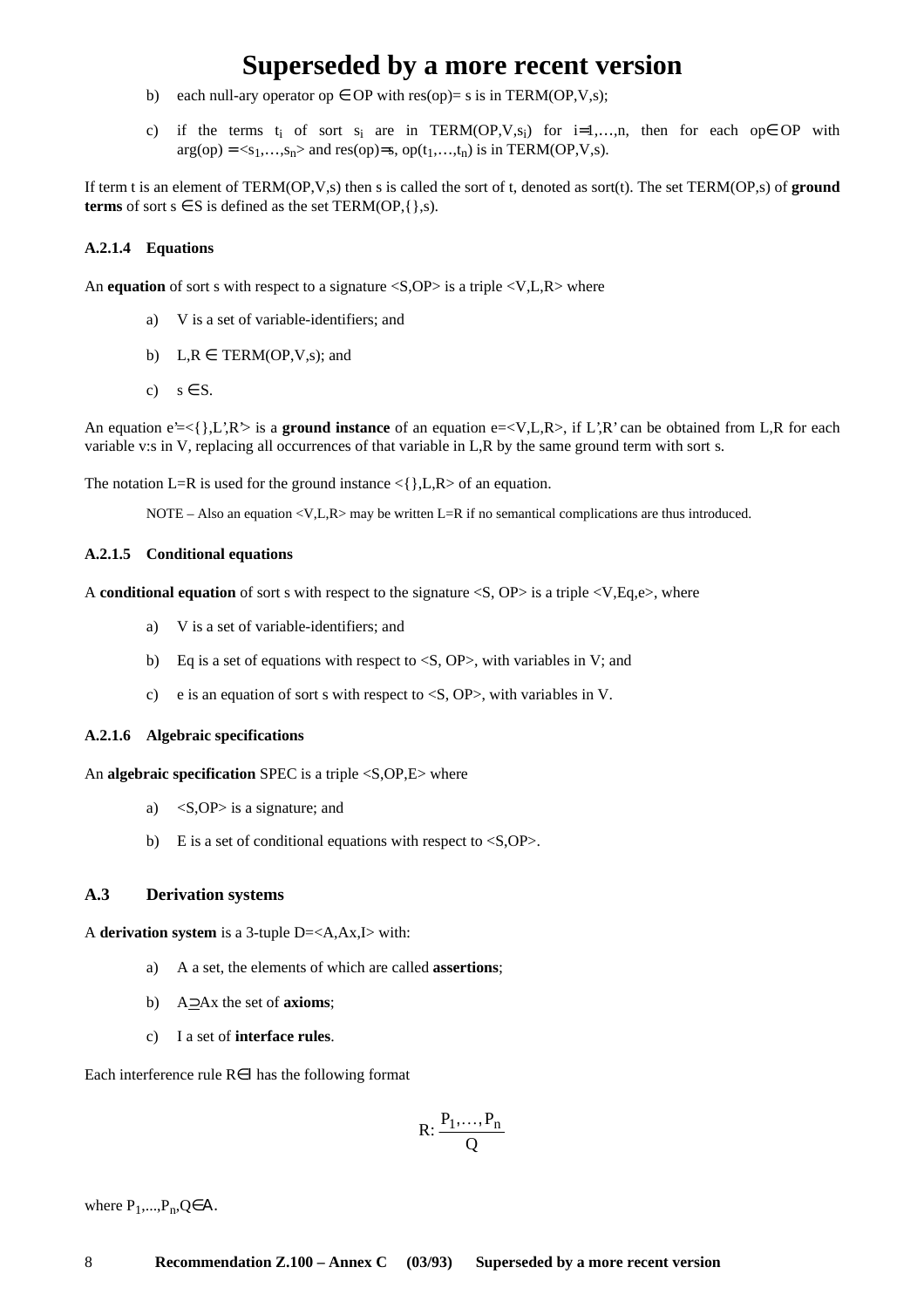b) each null-ary operator op ∈ OP with res(op)= s is in TERM(OP,V,s);

c) if the terms $t_i$ of sort $s_i$ are in TERM(OP,V,$s_i$) for i=1,…,n, then for each op∈ OP with arg(op) = <$s_1$,…,$s_n$> and res(op)=s, op($t_1$,…,$t_n$) is in TERM(OP,V,s).

If term t is an element of TERM(OP,V,s) then s is called the sort of t, denoted as sort(t). The set TERM(OP,s) of **ground terms** of sort s ∈ S is defined as the set TERM(OP,{},s).

#### A.2.1.4 Equations

An **equation** of sort s with respect to a signature <S,OP> is a triple <V,L,R> where

a) V is a set of variable-identifiers; and

b) L,R ∈ TERM(OP,V,s); and

c) s ∈ S.

An equation e'=<{},L',R'> is a **ground instance** of an equation e=<V,L,R>, if L',R' can be obtained from L,R for each variable v:s in V, replacing all occurrences of that variable in L,R by the same ground term with sort s.

The notation L=R is used for the ground instance <{},L,R> of an equation.

NOTE – Also an equation <V,L,R> may be written L=R if no semantical complications are thus introduced.

#### A.2.1.5 Conditional equations

A **conditional equation** of sort s with respect to the signature <S, OP> is a triple <V,Eq,e>, where

a) V is a set of variable-identifiers; and

b) Eq is a set of equations with respect to <S, OP>, with variables in V; and

c) e is an equation of sort s with respect to <S, OP>, with variables in V.

#### A.2.1.6 Algebraic specifications

An **algebraic specification** SPEC is a triple <S,OP,E> where

a) <S,OP> is a signature; and

b) E is a set of conditional equations with respect to <S,OP>.

### A.3 Derivation systems

A **derivation system** is a 3-tuple D=<A,Ax,I> with:

a) A a set, the elements of which are called **assertions**;

b) A⊇Ax the set of **axioms**;

c) I a set of **interface rules**.

Each interference rule R∈I has the following format

$$R: \frac{P_1,\ldots,P_n}{Q}$$

where $P_1$,...,$P_n$,Q∈A.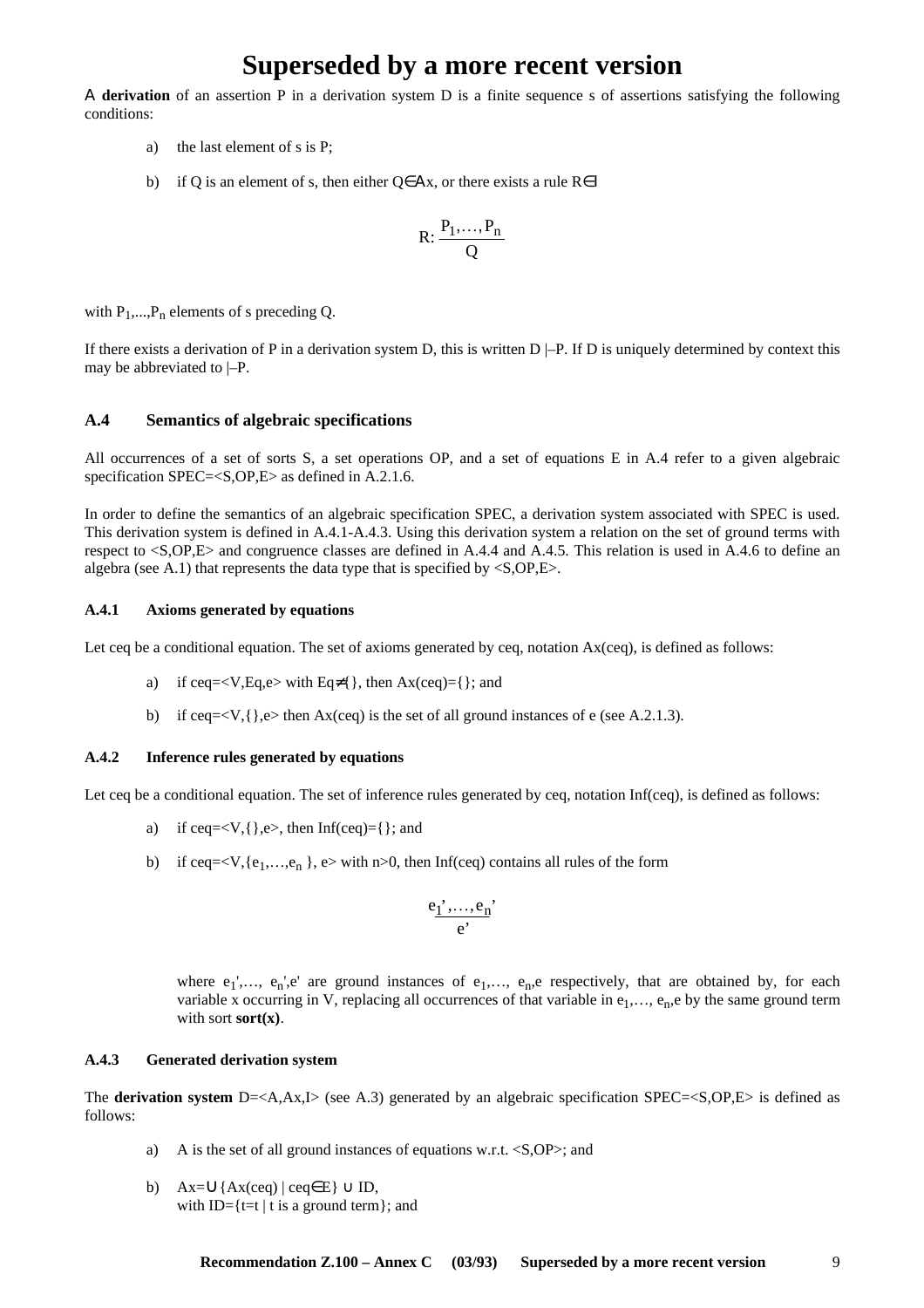# Superseded by a more recent version

A **derivation** of an assertion P in a derivation system D is a finite sequence s of assertions satisfying the following conditions:

a) the last element of s is P;

b) if Q is an element of s, then either Q∈Ax, or there exists a rule R∈I

$$R: \frac{P_1,\ldots,P_n}{Q}$$

with $P_1,\ldots,P_n$ elements of s preceding Q.

If there exists a derivation of P in a derivation system D, this is written D |–P. If D is uniquely determined by context this may be abbreviated to |–P.

### A.4 Semantics of algebraic specifications

All occurrences of a set of sorts S, a set operations OP, and a set of equations E in A.4 refer to a given algebraic specification SPEC=<S,OP,E> as defined in A.2.1.6.

In order to define the semantics of an algebraic specification SPEC, a derivation system associated with SPEC is used. This derivation system is defined in A.4.1-A.4.3. Using this derivation system a relation on the set of ground terms with respect to <S,OP,E> and congruence classes are defined in A.4.4 and A.4.5. This relation is used in A.4.6 to define an algebra (see A.1) that represents the data type that is specified by <S,OP,E>.

#### A.4.1 Axioms generated by equations

Let ceq be a conditional equation. The set of axioms generated by ceq, notation Ax(ceq), is defined as follows:

a) if ceq=<V,Eq,e> with Eq≠{}, then Ax(ceq)={}; and

b) if ceq=<V,{},e> then Ax(ceq) is the set of all ground instances of e (see A.2.1.3).

#### A.4.2 Inference rules generated by equations

Let ceq be a conditional equation. The set of inference rules generated by ceq, notation Inf(ceq), is defined as follows:

a) if ceq=<V,{},e>, then Inf(ceq)={}; and

b) if ceq=<V,{$e_1,\ldots,e_n$ }, e> with n>0, then Inf(ceq) contains all rules of the form

$$\frac{e_1',\ldots,e_n'}{e'}$$

where $e_1',\ldots, e_n'$,e' are ground instances of $e_1,\ldots, e_n$,e respectively, that are obtained by, for each variable x occurring in V, replacing all occurrences of that variable in $e_1,\ldots, e_n$,e by the same ground term with sort **sort(x)**.

#### A.4.3 Generated derivation system

The **derivation system** D=<A,Ax,I> (see A.3) generated by an algebraic specification SPEC=<S,OP,E> is defined as follows:

a) A is the set of all ground instances of equations w.r.t. <S,OP>; and

b) Ax=∪{Ax(ceq) | ceq∈E} ∪ ID,
with ID={t=t | t is a ground term}; and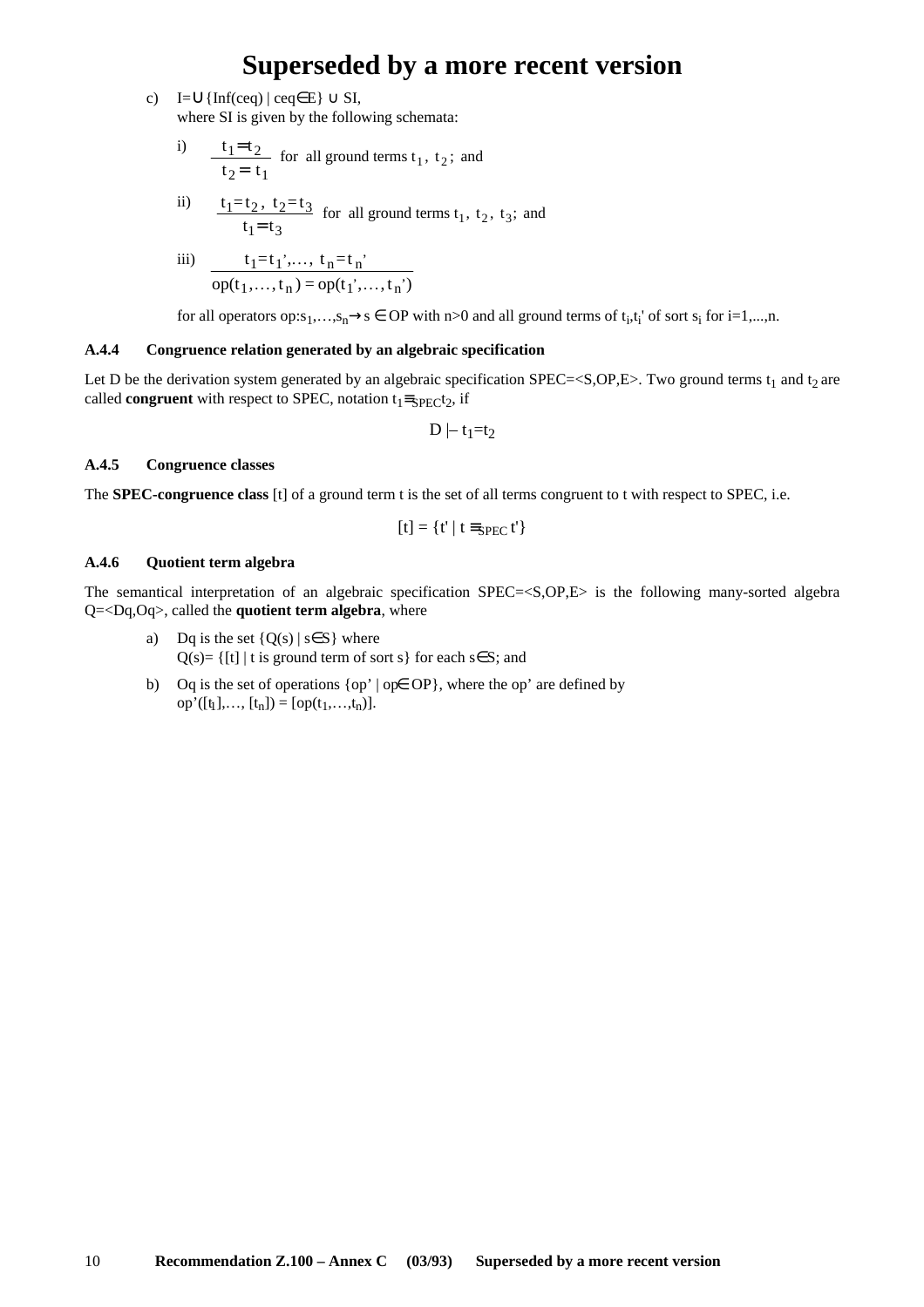c) $I = \bigcup\{Inf(ceq) \mid ceq \in E\} \cup SI$,
   where SI is given by the following schemata:

   i) $$\frac{t_1 = t_2}{t_2 = t_1}$$ for all ground terms $t_1$, $t_2$; and

   ii) $$\frac{t_1 = t_2,\ t_2 = t_3}{t_1 = t_3}$$ for all ground terms $t_1$, $t_2$, $t_3$; and

   iii) $$\frac{t_1 = t_1',\ldots,\ t_n = t_n'}{op(t_1,\ldots,t_n) = op(t_1',\ldots,t_n')}$$

   for all operators $op:s_1,\ldots,s_n \rightarrow s \in OP$ with n>0 and all ground terms of $t_i$,$t_i'$ of sort $s_i$ for i=1,...,n.

### A.4.4 Congruence relation generated by an algebraic specification

Let D be the derivation system generated by an algebraic specification SPEC=<S,OP,E>. Two ground terms $t_1$ and $t_2$ are called **congruent** with respect to SPEC, notation $t_1 \equiv_{SPEC} t_2$, if

$$D \mid\!- t_1 = t_2$$

### A.4.5 Congruence classes

The **SPEC-congruence class** [t] of a ground term t is the set of all terms congruent to t with respect to SPEC, i.e.

$$[t] = \{t' \mid t \equiv_{SPEC} t'\}$$

### A.4.6 Quotient term algebra

The semantical interpretation of an algebraic specification SPEC=<S,OP,E> is the following many-sorted algebra Q=<Dq,Oq>, called the **quotient term algebra**, where

a) Dq is the set $\{Q(s) \mid s \in S\}$ where
   $Q(s) = \{[t] \mid t$ is ground term of sort $s\}$ for each $s \in S$; and

b) Oq is the set of operations $\{op' \mid op \in OP\}$, where the op' are defined by
   $op'([t_1],\ldots,[t_n]) = [op(t_1,\ldots,t_n)]$.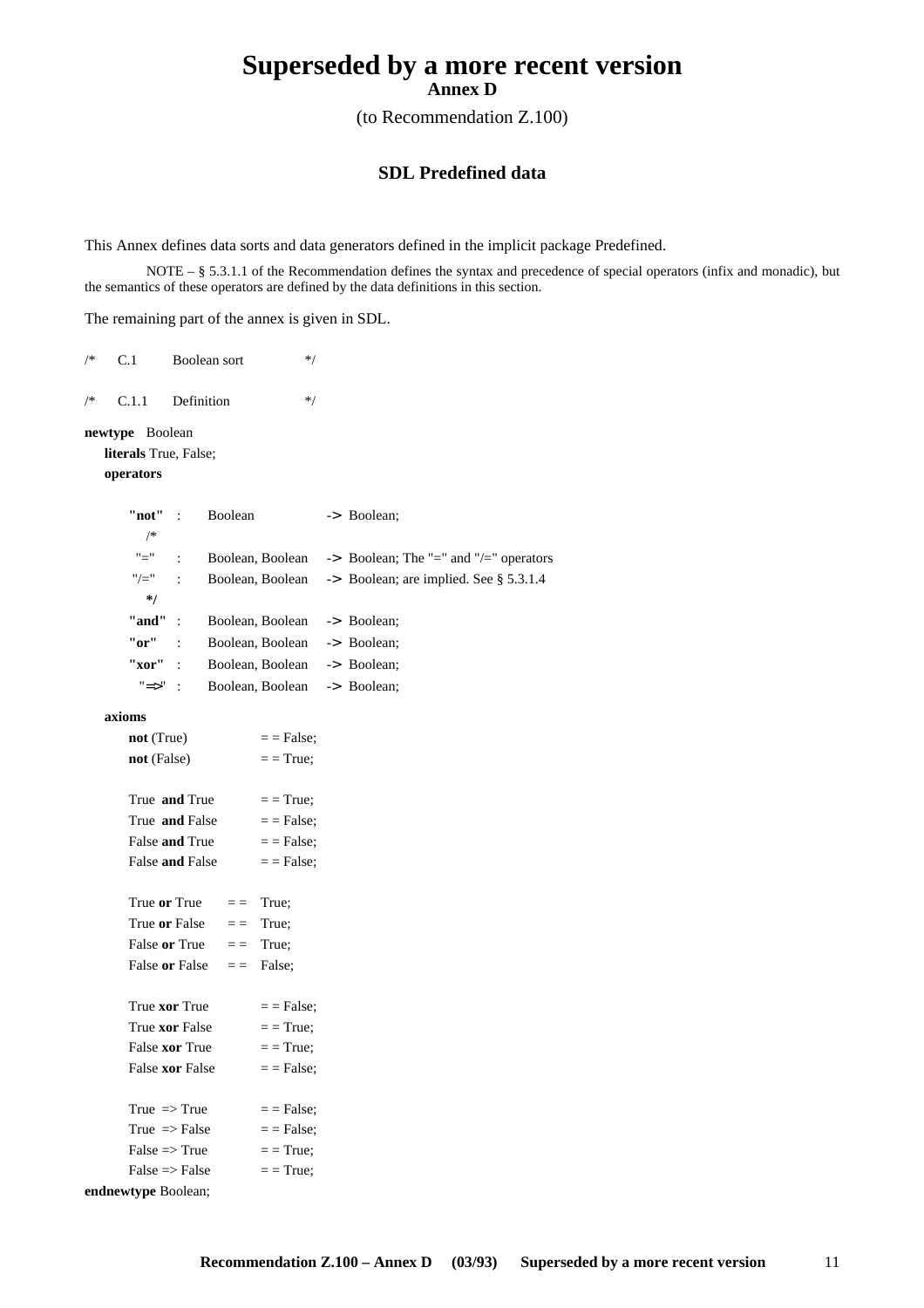# Superseded by a more recent version

**Annex D**

(to Recommendation Z.100)

## SDL Predefined data

This Annex defines data sorts and data generators defined in the implicit package Predefined.

NOTE – § 5.3.1.1 of the Recommendation defines the syntax and precedence of special operators (infix and monadic), but the semantics of these operators are defined by the data definitions in this section.

The remaining part of the annex is given in SDL.

```
/*   C.1      Boolean sort      */

/*   C.1.1    Definition        */

newtype  Boolean
   literals True, False;
   operators

      "not"  :   Boolean            -> Boolean;
        /*
       "="   :   Boolean, Boolean   -> Boolean; The "=" and "/=" operators
      "/="   :   Boolean, Boolean   -> Boolean; are implied. See § 5.3.1.4
        */
      "and"  :   Boolean, Boolean   -> Boolean;
      "or"   :   Boolean, Boolean   -> Boolean;
      "xor"  :   Boolean, Boolean   -> Boolean;
      "=>"   :   Boolean, Boolean   -> Boolean;

   axioms
      not (True)            = = False;
      not (False)           = = True;

      True  and True        = = True;
      True  and False       = = False;
      False and True        = = False;
      False and False       = = False;

      True or True     = =  True;
      True or False    = =  True;
      False or True    = =  True;
      False or False   = =  False;

      True xor True         = = False;
      True xor False        = = True;
      False xor True        = = True;
      False xor False       = = False;

      True  => True         = = False;
      True  => False        = = False;
      False => True         = = True;
      False => False        = = True;
endnewtype Boolean;
```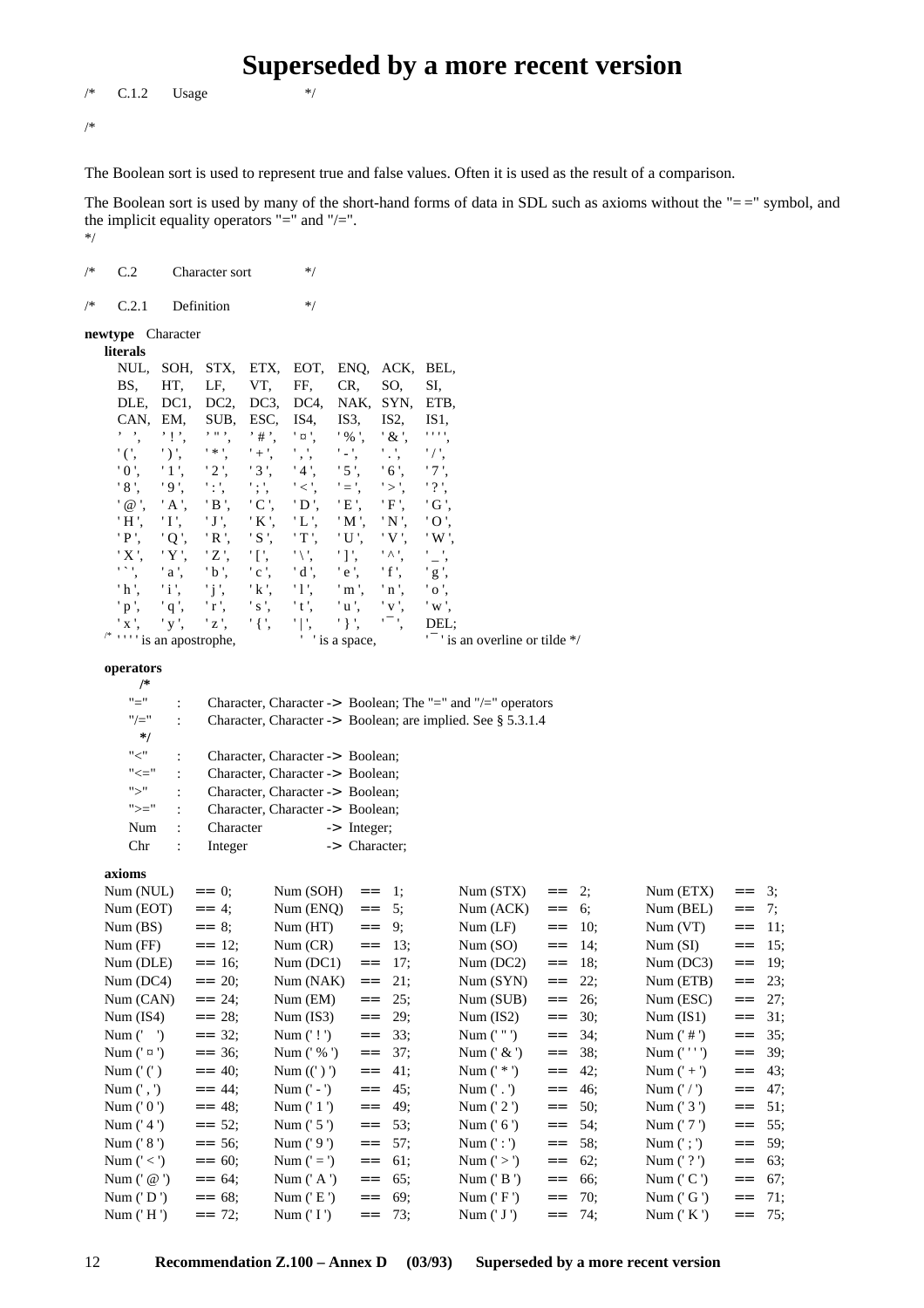# Superseded by a more recent version

/* C.1.2 Usage */

/*

The Boolean sort is used to represent true and false values. Often it is used as the result of a comparison.

The Boolean sort is used by many of the short-hand forms of data in SDL such as axioms without the "= =" symbol, and the implicit equality operators "=" and "/=".
*/

/* C.2 Character sort */

/* C.2.1 Definition */

```
newtype Character
  literals
    NUL,  SOH,  STX,  ETX,  EOT,  ENQ,  ACK,  BEL,
    BS,   HT,   LF,   VT,   FF,   CR,   SO,   SI,
    DLE,  DC1,  DC2,  DC3,  DC4,  NAK,  SYN,  ETB,
    CAN,  EM,   SUB,  ESC,  IS4,  IS3,  IS2,  IS1,
    ' ',  '!',  '"',  '#',  '¤',  '%',  '&',  '''',
    '(',  ')',  '*',  '+',  ',',  '-',  '.',  '/',
    '0',  '1',  '2',  '3',  '4',  '5',  '6',  '7',
    '8',  '9',  ':',  ';',  '<',  '=',  '>',  '?',
    '@',  'A',  'B',  'C',  'D',  'E',  'F',  'G',
    'H',  'I',  'J',  'K',  'L',  'M',  'N',  'O',
    'P',  'Q',  'R',  'S',  'T',  'U',  'V',  'W',
    'X',  'Y',  'Z',  '[',  '\',  ']',  '^',  '_',
    '`',  'a',  'b',  'c',  'd',  'e',  'f',  'g',
    'h',  'i',  'j',  'k',  'l',  'm',  'n',  'o',
    'p',  'q',  'r',  's',  't',  'u',  'v',  'w',
    'x',  'y',  'z',  '{',  '|',  '}',  '‾',  DEL;
  /* '''' is an apostrophe,   ' ' is a space,   '‾' is an overline or tilde */

  operators
     /*
    "="   :  Character, Character -> Boolean; The "=" and "/=" operators
    "/="  :  Character, Character -> Boolean; are implied. See § 5.3.1.4
     */
    "<"   :  Character, Character -> Boolean;
    "<="  :  Character, Character -> Boolean;
    ">"   :  Character, Character -> Boolean;
    ">="  :  Character, Character -> Boolean;
    Num   :  Character            -> Integer;
    Chr   :  Integer              -> Character;

  axioms
    Num (NUL)   == 0;    Num (SOH)   == 1;    Num (STX)   == 2;    Num (ETX)   == 3;
    Num (EOT)   == 4;    Num (ENQ)   == 5;    Num (ACK)   == 6;    Num (BEL)   == 7;
    Num (BS)    == 8;    Num (HT)    == 9;    Num (LF)    == 10;   Num (VT)    == 11;
    Num (FF)    == 12;   Num (CR)    == 13;   Num (SO)    == 14;   Num (SI)    == 15;
    Num (DLE)   == 16;   Num (DC1)   == 17;   Num (DC2)   == 18;   Num (DC3)   == 19;
    Num (DC4)   == 20;   Num (NAK)   == 21;   Num (SYN)   == 22;   Num (ETB)   == 23;
    Num (CAN)   == 24;   Num (EM)    == 25;   Num (SUB)   == 26;   Num (ESC)   == 27;
    Num (IS4)   == 28;   Num (IS3)   == 29;   Num (IS2)   == 30;   Num (IS1)   == 31;
    Num (' ')   == 32;   Num ('!')   == 33;   Num ('"')   == 34;   Num ('#')   == 35;
    Num ('¤')   == 36;   Num ('%')   == 37;   Num ('&')   == 38;   Num ('''')  == 39;
    Num ('(')   == 40;   Num ((')')  == 41;   Num ('*')   == 42;   Num ('+')   == 43;
    Num (',')   == 44;   Num ('-')   == 45;   Num ('.')   == 46;   Num ('/')   == 47;
    Num ('0')   == 48;   Num ('1')   == 49;   Num ('2')   == 50;   Num ('3')   == 51;
    Num ('4')   == 52;   Num ('5')   == 53;   Num ('6')   == 54;   Num ('7')   == 55;
    Num ('8')   == 56;   Num ('9')   == 57;   Num (':')   == 58;   Num (';')   == 59;
    Num ('<')   == 60;   Num ('=')   == 61;   Num ('>')   == 62;   Num ('?')   == 63;
    Num ('@')   == 64;   Num ('A')   == 65;   Num ('B')   == 66;   Num ('C')   == 67;
    Num ('D')   == 68;   Num ('E')   == 69;   Num ('F')   == 70;   Num ('G')   == 71;
    Num ('H')   == 72;   Num ('I')   == 73;   Num ('J')   == 74;   Num ('K')   == 75;
```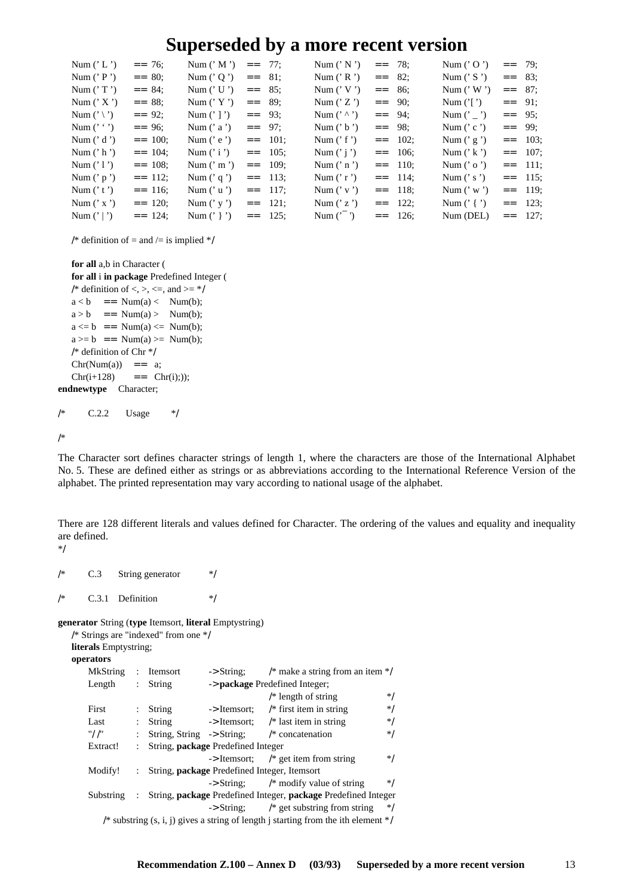```
Num (' L ')    == 76;     Num (' M ')   ==  77;     Num (' N ')   ==  78;     Num (' O ')   ==  79;
Num (' P ')    == 80;     Num (' Q ')   ==  81;     Num (' R ')   ==  82;     Num (' S ')   ==  83;
Num (' T ')    == 84;     Num (' U ')   ==  85;     Num (' V ')   ==  86;     Num (' W ')   ==  87;
Num (' X ')    == 88;     Num (' Y ')   ==  89;     Num (' Z ')   ==  90;     Num ('[ ')    ==  91;
Num (' \ ')    == 92;     Num (' ] ')   ==  93;     Num (' ^ ')   ==  94;     Num (' _ ')   ==  95;
Num (' ` ')    == 96;     Num (' a ')   ==  97;     Num (' b ')   ==  98;     Num (' c ')   ==  99;
Num (' d ')    == 100;    Num (' e ')   ==  101;    Num (' f ')   ==  102;    Num (' g ')   ==  103;
Num (' h ')    == 104;    Num (' i ')   ==  105;    Num (' j ')   ==  106;    Num (' k ')   ==  107;
Num (' l ')    == 108;    Num (' m ')   ==  109;    Num (' n ')   ==  110;    Num (' o ')   ==  111;
Num (' p ')    == 112;    Num (' q ')   ==  113;    Num (' r ')   ==  114;    Num (' s ')   ==  115;
Num (' t ')    == 116;    Num (' u ')   ==  117;    Num (' v ')   ==  118;    Num (' w ')   ==  119;
Num (' x ')    == 120;    Num (' y ')   ==  121;    Num (' z ')   ==  122;    Num (' { ')   ==  123;
Num (' | ')    == 124;    Num (' } ')   ==  125;    Num (' ‾ ')   ==  126;    Num (DEL)     ==  127;

/* definition of = and /= is implied */

for all a,b in Character (
for all i in package Predefined Integer (
/* definition of <, >, <=, and >= */
a < b    == Num(a) <   Num(b);
a > b    == Num(a) >   Num(b);
a <= b   == Num(a) <=  Num(b);
a >= b   == Num(a) >=  Num(b);
/* definition of Chr */
Chr(Num(a))    ==  a;
Chr(i+128)     ==  Chr(i););
endnewtype   Character;

/*      C.2.2      Usage       */

/*
```

The Character sort defines character strings of length 1, where the characters are those of the International Alphabet No. 5. These are defined either as strings or as abbreviations according to the International Reference Version of the alphabet. The printed representation may vary according to national usage of the alphabet.

There are 128 different literals and values defined for Character. The ordering of the values and equality and inequality are defined.

```
*/

/*      C.3      String generator        */

/*      C.3.1    Definition              */

generator String (type Itemsort, literal Emptystring)
   /* Strings are "indexed" from one */
   literals Emptystring;
   operators
      MkString  :  Itemsort       ->String;     /* make a string from an item */
      Length    :  String         ->package Predefined Integer;
                                                /* length of string             */
      First     :  String         ->Itemsort;   /* first item in string         */
      Last      :  String         ->Itemsort;   /* last item in string          */
      "//"      :  String, String ->String;     /* concatenation                */
      Extract!  :  String, package Predefined Integer
                                  ->Itemsort;   /* get item from string         */
      Modify!   :  String, package Predefined Integer, Itemsort
                                  ->String;     /* modify value of string       */
      Substring :  String, package Predefined Integer, package Predefined Integer
                                  ->String;     /* get substring from string    */
         /* substring (s, i, j) gives a string of length j starting from the ith element */
```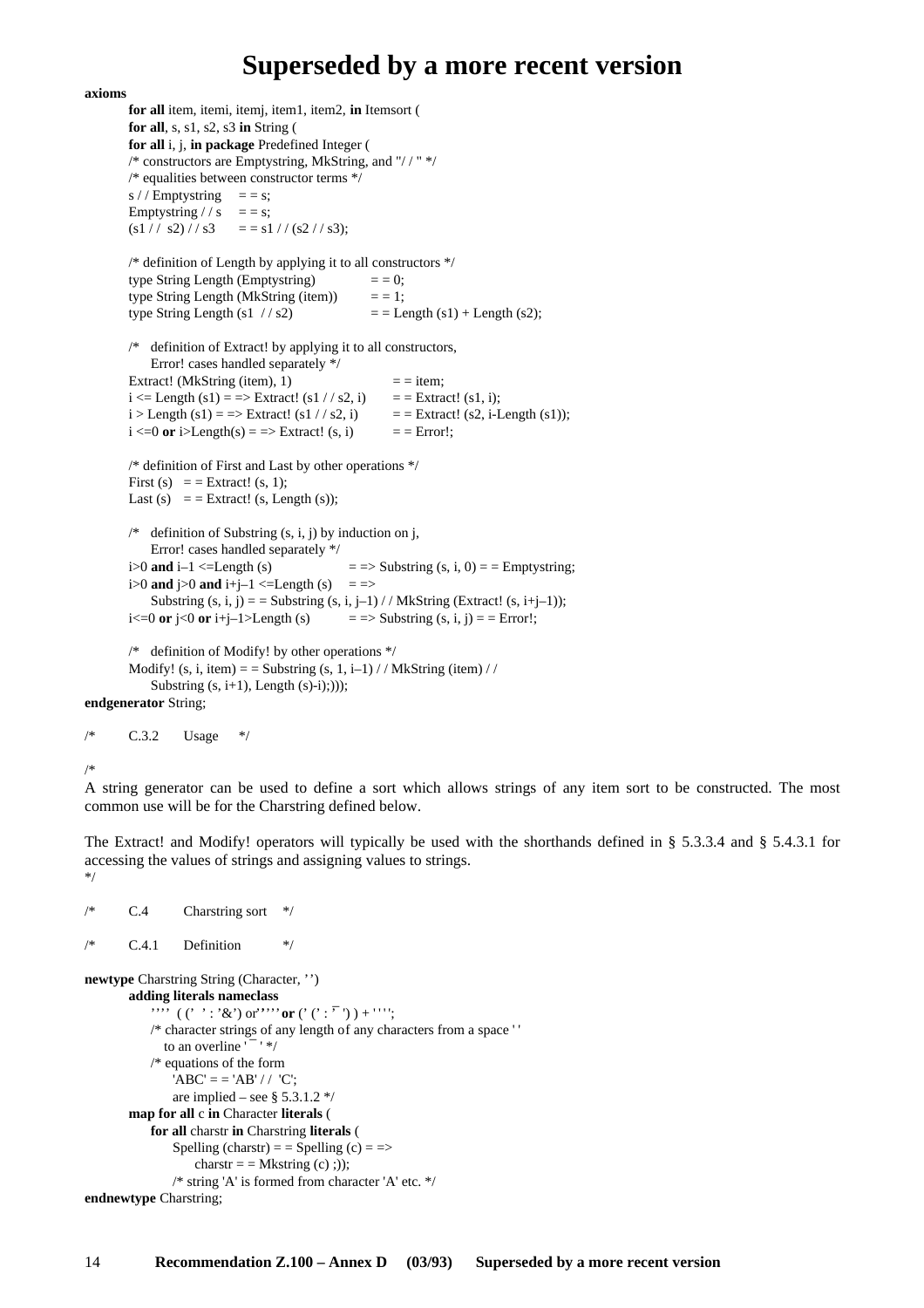# Superseded by a more recent version

```
axioms
        for all item, itemi, itemj, item1, item2, in Itemsort (
        for all, s, s1, s2, s3 in String (
        for all i, j, in package Predefined Integer (
        /* constructors are Emptystring, MkString, and "/ / " */
        /* equalities between constructor terms */
        s / / Emptystring     = = s;
        Emptystring / / s     = = s;
        (s1 / /  s2) / / s3      = = s1 / / (s2 / / s3);

        /* definition of Length by applying it to all constructors */
        type String Length (Emptystring)              = = 0;
        type String Length (MkString (item))          = = 1;
        type String Length (s1  / / s2)               = = Length (s1) + Length (s2);

        /*   definition of Extract! by applying it to all constructors,
             Error! cases handled separately */
        Extract! (MkString (item), 1)                        = = item;
        i <= Length (s1) = => Extract! (s1 / / s2, i)        = = Extract! (s1, i);
        i > Length (s1) = => Extract! (s1 / / s2, i)         = = Extract! (s2, i-Length (s1));
        i <=0 or i>Length(s) = => Extract! (s, i)            = = Error!;

        /* definition of First and Last by other operations */
        First (s)   = = Extract! (s, 1);
        Last (s)    = = Extract! (s, Length (s));

        /*   definition of Substring (s, i, j) by induction on j,
             Error! cases handled separately */
        i>0 and i–1 <=Length (s)                   = => Substring (s, i, 0) = = Emptystring;
        i>0 and j>0 and i+j–1 <=Length (s)    = =>
             Substring (s, i, j) = = Substring (s, i, j–1) / / MkString (Extract! (s, i+j–1));
        i<=0 or j<0 or i+j–1>Length (s)           = => Substring (s, i, j) = = Error!;

        /*   definition of Modify! by other operations */
        Modify! (s, i, item) = = Substring (s, 1, i–1) / / MkString (item) / /
             Substring (s, i+1), Length (s)-i);)));
endgenerator String;

/*      C.3.2      Usage     */

/*
```

A string generator can be used to define a sort which allows strings of any item sort to be constructed. The most common use will be for the Charstring defined below.

The Extract! and Modify! operators will typically be used with the shorthands defined in § 5.3.3.4 and § 5.4.3.1 for accessing the values of strings and assigning values to strings.

```
*/

/*      C.4        Charstring sort    */

/*      C.4.1      Definition          */

newtype Charstring String (Character, '')
        adding literals nameclass
             ''''  ( (' ' : '&') or'''' or (' (' : '‾') ) + '''';
             /* character strings of any length of any characters from a space ' '
                to an overline '‾' */
             /* equations of the form
                  'ABC' = = 'AB' / /  'C';
                  are implied – see § 5.3.1.2 */
        map for all c in Character literals (
             for all charstr in Charstring literals (
                  Spelling (charstr) = = Spelling (c) = =>
                       charstr = = Mkstring (c) ;));
                  /* string 'A' is formed from character 'A' etc. */
endnewtype Charstring;
```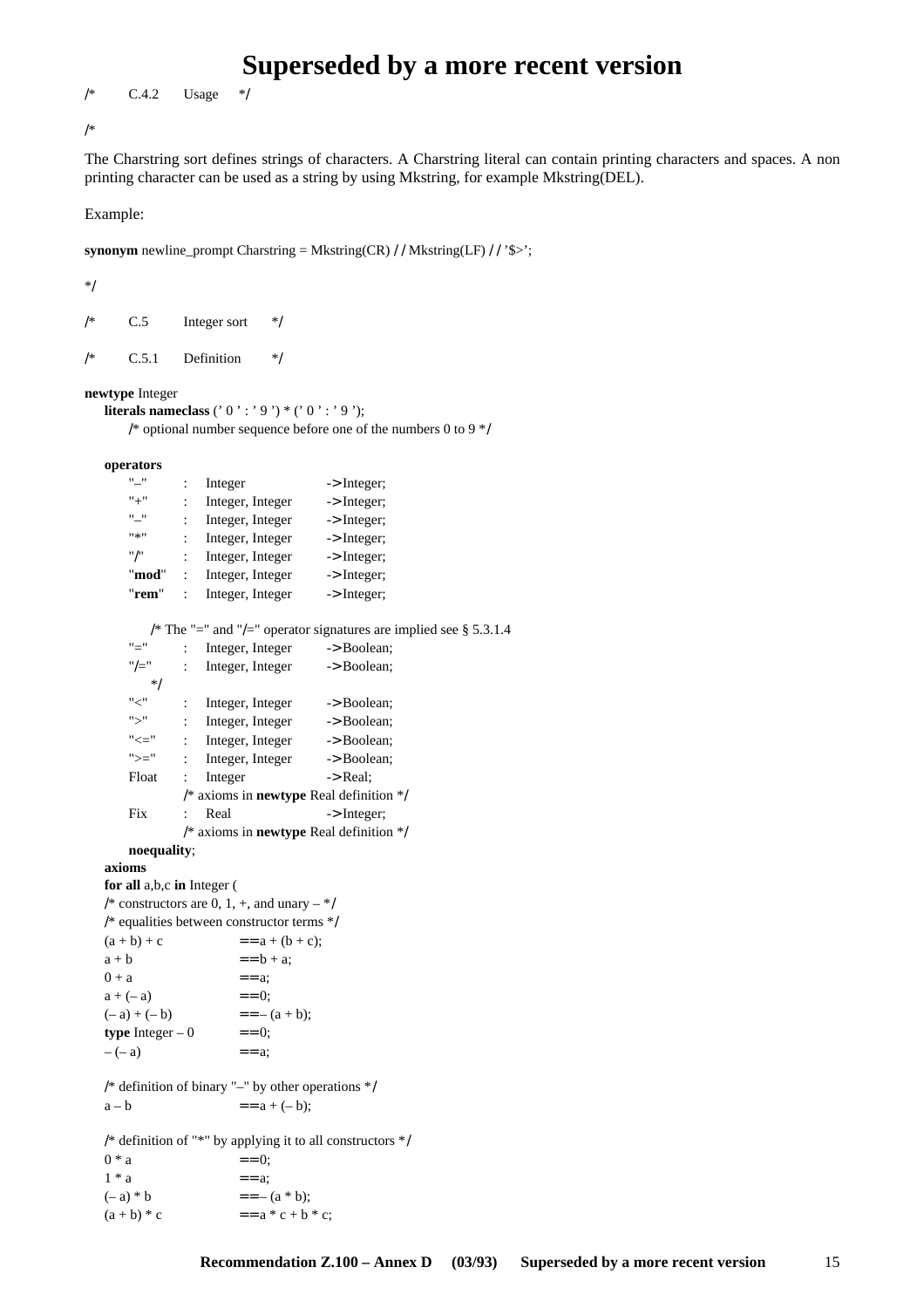# Superseded by a more recent version

/* C.4.2 Usage */

/*

The Charstring sort defines strings of characters. A Charstring literal can contain printing characters and spaces. A non printing character can be used as a string by using Mkstring, for example Mkstring(DEL).

Example:

**synonym** newline_prompt Charstring = Mkstring(CR) // Mkstring(LF) // '$>';

*/

/* C.5 Integer sort */

/* C.5.1 Definition */

```
newtype Integer
    literals nameclass (' 0 ' : ' 9 ') * (' 0 ' : ' 9 ');
        /* optional number sequence before one of the numbers 0 to 9 */

    operators
        "–"      :  Integer              -> Integer;
        "+"      :  Integer, Integer     -> Integer;
        "–"      :  Integer, Integer     -> Integer;
        "*"      :  Integer, Integer     -> Integer;
        "/"      :  Integer, Integer     -> Integer;
        "mod"    :  Integer, Integer     -> Integer;
        "rem"    :  Integer, Integer     -> Integer;

            /* The "=" and "/=" operator signatures are implied see § 5.3.1.4
        "="      :  Integer, Integer     -> Boolean;
        "/="     :  Integer, Integer     -> Boolean;
            */
        "<"      :  Integer, Integer     -> Boolean;
        ">"      :  Integer, Integer     -> Boolean;
        "<="     :  Integer, Integer     -> Boolean;
        ">="     :  Integer, Integer     -> Boolean;
        Float    :  Integer              -> Real;
                 /* axioms in newtype Real definition */
        Fix      :  Real                 -> Integer;
                 /* axioms in newtype Real definition */
        noequality;
    axioms
    for all a,b,c in Integer (
    /* constructors are 0, 1, +, and unary – */
    /* equalities between constructor terms */
    (a + b) + c          == a + (b + c);
    a + b                == b + a;
    0 + a                == a;
    a + (– a)            == 0;
    (– a) + (– b)        == – (a + b);
    type Integer – 0     == 0;
    – (– a)              == a;

    /* definition of binary "–" by other operations */
    a – b                == a + (– b);

    /* definition of "*" by applying it to all constructors */
    0 * a                == 0;
    1 * a                == a;
    (– a) * b            == – (a * b);
    (a + b) * c          == a * c + b * c;
```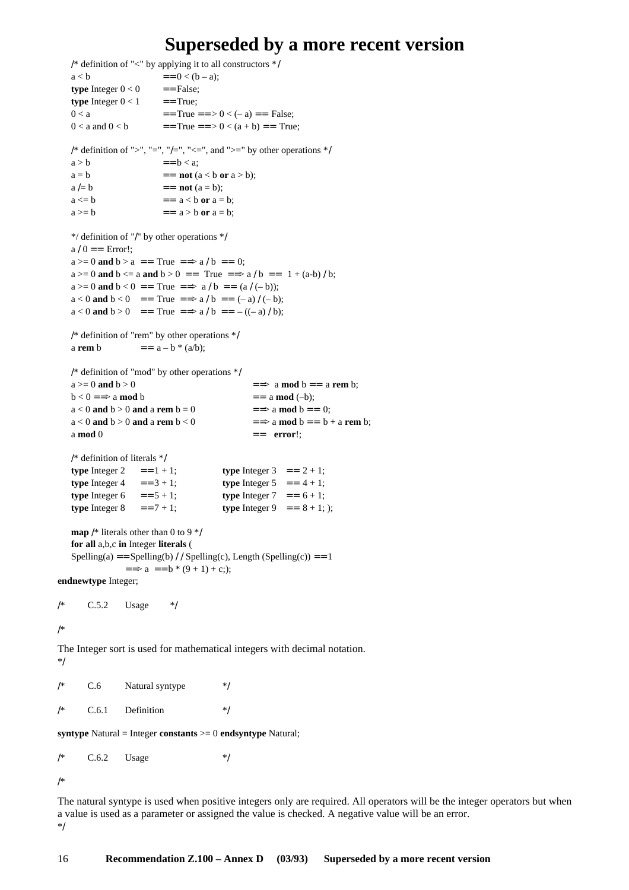```
/* definition of "<" by applying it to all constructors */
a < b                    ==0 < (b – a);
type Integer 0 < 0       ==False;
type Integer 0 < 1       ==True;
0 < a                    ==True ==> 0 < (– a) == False;
0 < a and 0 < b          ==True ==> 0 < (a + b) == True;

/* definition of ">", "=", "/=", "<=", and ">=" by other operations */
a > b                    ==b < a;
a = b                    == not (a < b or a > b);
a /= b                   == not (a = b);
a <= b                   == a < b or a = b;
a >= b                   == a > b or a = b;

*/ definition of "/" by other operations */
a / 0 == Error!;
a >= 0 and b > a  == True  ==> a / b  == 0;
a >= 0 and b <= a and b > 0  ==  True  ==> a / b  ==  1 + (a-b) / b;
a >= 0 and b < 0  == True  ==>  a / b  == (a / (– b));
a < 0 and b < 0    == True  ==> a / b  == (– a) / (– b);
a < 0 and b > 0    == True  ==> a / b  == – ((– a) / b);

/* definition of "rem" by other operations */
a rem b           == a – b * (a/b);

/* definition of "mod" by other operations */
a >= 0 and b > 0                          ==>  a mod b == a rem b;
b < 0 ==> a mod b                         == a mod (–b);
a < 0 and b > 0 and a rem b = 0           ==> a mod b == 0;
a < 0 and b > 0 and a rem b < 0           ==> a mod b == b + a rem b;
a mod 0                                   ==   error!;

/* definition of literals */
type Integer 2     ==1 + 1;          type Integer 3    == 2 + 1;
type Integer 4     ==3 + 1;          type Integer 5    == 4 + 1;
type Integer 6     ==5 + 1;          type Integer 7    == 6 + 1;
type Integer 8     ==7 + 1;          type Integer 9    == 8 + 1; );

map /* literals other than 0 to 9 */
for all a,b,c in Integer literals (
Spelling(a) ==Spelling(b) // Spelling(c), Length (Spelling(c)) ==1
            ==> a  ==b * (9 + 1) + c;);
endnewtype Integer;

/*      C.5.2      Usage       */

/*

The Integer sort is used for mathematical integers with decimal notation.
*/

/*      C.6        Natural syntype           */

/*      C.6.1      Definition                */

syntype Natural = Integer constants >= 0 endsyntype Natural;

/*      C.6.2      Usage                     */

/*

The natural syntype is used when positive integers only are required. All operators will be the integer operators but when
a value is used as a parameter or assigned the value is checked. A negative value will be an error.
*/
```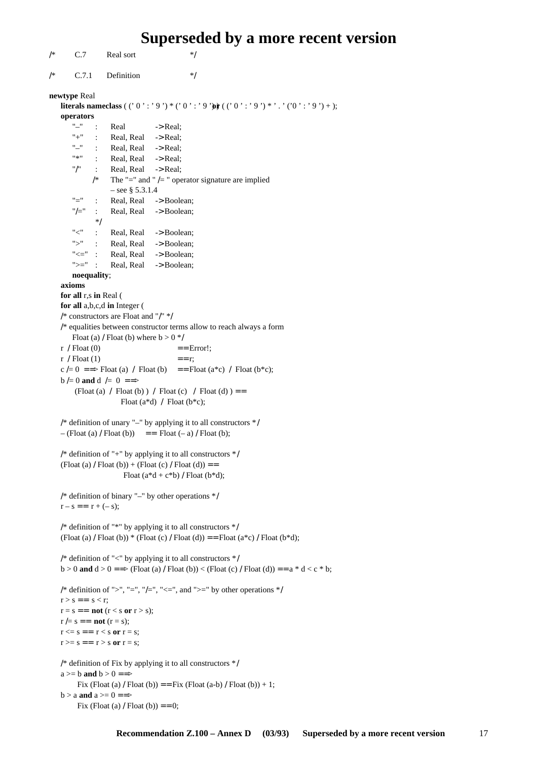# Superseded by a more recent version

```
/*      C.7       Real sort              */

/*      C.7.1     Definition             */

newtype Real
    literals nameclass ( (' 0 ' : ' 9 ') * (' 0 ' : ' 9 ')) or ( (' 0 ' : ' 9 ') * ' . ' ('0 ' : ' 9 ') + );
    operators
        "–"     :    Real             -> Real;
        "+"     :    Real, Real       -> Real;
        "–"     :    Real, Real       -> Real;
        "*"     :    Real, Real       -> Real;
        "/"     :    Real, Real       -> Real;
              /*    The "=" and " /= " operator signature are implied
                    – see § 5.3.1.4
        "="     :    Real, Real       -> Boolean;
        "/="    :    Real, Real       -> Boolean;
              */
        "<"     :    Real, Real       -> Boolean;
        ">"     :    Real, Real       -> Boolean;
        "<="    :    Real, Real       -> Boolean;
        ">="    :    Real, Real       -> Boolean;
        noequality;
    axioms
    for all r,s in Real (
    for all a,b,c,d in Integer (
    /* constructors are Float and "/" */
    /* equalities between constructor terms allow to reach always a form
        Float (a) / Float (b) where b > 0 */
    r  / Float (0)                        == Error!;
    r  / Float (1)                        == r;
    c /= 0  ==> Float (a)  /  Float (b)    == Float (a*c)  /  Float (b*c);
    b /= 0 and d  /=  0  ==>
         (Float (a)  /  Float (b) )  /  Float (c)   /  Float (d) ) ==
                        Float (a*d)  /  Float (b*c);

    /* definition of unary "–" by applying it to all constructors */
    – (Float (a) / Float (b))     == Float (– a) / Float (b);

    /* definition of "+" by applying it to all constructors */
    (Float (a) / Float (b)) + (Float (c) / Float (d)) ==
                        Float (a*d + c*b) / Float (b*d);

    /* definition of binary "–" by other operations */
    r – s == r + (– s);

    /* definition of "*" by applying it to all constructors */
    (Float (a) / Float (b)) * (Float (c) / Float (d)) == Float (a*c) / Float (b*d);

    /* definition of "<" by applying it to all constructors */
    b > 0 and d > 0 ==> (Float (a) / Float (b)) < (Float (c) / Float (d)) == a * d < c * b;

    /* definition of ">", "=", "/=", "<=", and ">=" by other operations */
    r > s == s < r;
    r = s == not (r < s or r > s);
    r /= s == not (r = s);
    r <= s == r < s or r = s;
    r >= s == r > s or r = s;

    /* definition of Fix by applying it to all constructors */
    a >= b and b > 0 ==>
         Fix (Float (a) / Float (b)) == Fix (Float (a-b) / Float (b)) + 1;
    b > a and a >= 0 ==>
         Fix (Float (a) / Float (b)) == 0;
```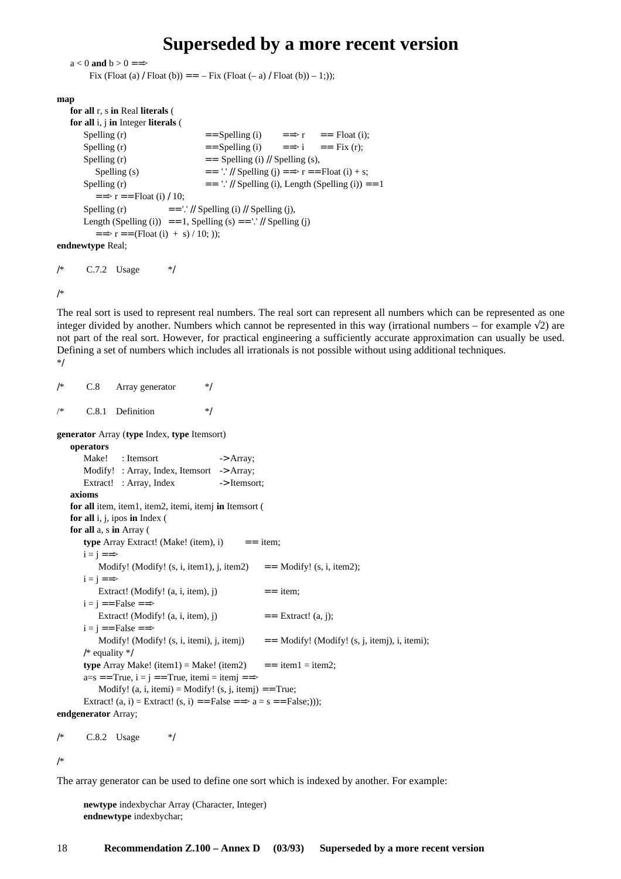```
    a < 0 and b > 0 ==>
          Fix (Float (a) / Float (b)) == – Fix (Float (– a) / Float (b)) – 1;));

map
    for all r, s in Real literals (
    for all i, j in Integer literals (
        Spelling (r)                ==Spelling (i)        ==> r      == Float (i);
        Spelling (r)                ==Spelling (i)        ==> i      == Fix (r);
        Spelling (r)                == Spelling (i) // Spelling (s),
           Spelling (s)             == '.' // Spelling (j) ==> r ==Float (i) + s;
        Spelling (r)                == '.' // Spelling (i), Length (Spelling (i)) ==1
           ==> r ==Float (i) / 10;
        Spelling (r)          =='.' // Spelling (i) // Spelling (j),
        Length (Spelling (i))  ==1, Spelling (s) =='.' // Spelling (j)
           ==> r ==(Float (i)  +  s) / 10; ));
endnewtype Real;

/*      C.7.2   Usage        */

/*
```

The real sort is used to represent real numbers. The real sort can represent all numbers which can be represented as one integer divided by another. Numbers which cannot be represented in this way (irrational numbers – for example √2) are not part of the real sort. However, for practical engineering a sufficiently accurate approximation can usually be used. Defining a set of numbers which includes all irrationals is not possible without using additional techniques.

```
*/

/*      C.8     Array generator       */

/*      C.8.1   Definition            */

generator Array (type Index, type Itemsort)
    operators
        Make!     : Itemsort                  ->Array;
        Modify!   : Array, Index, Itemsort   ->Array;
        Extract!  : Array, Index              ->Itemsort;
    axioms
    for all item, item1, item2, itemi, itemj in Itemsort (
    for all i, j, ipos in Index (
    for all a, s in Array (
        type Array Extract! (Make! (item), i)       == item;
        i = j ==>
            Modify! (Modify! (s, i, item1), j, item2)      == Modify! (s, i, item2);
        i = j ==>
            Extract! (Modify! (a, i, item), j)              == item;
        i = j ==False ==>
            Extract! (Modify! (a, i, item), j)              == Extract! (a, j);
        i = j ==False ==>
            Modify! (Modify! (s, i, itemi), j, itemj)      == Modify! (Modify! (s, j, itemj), i, itemi);
        /* equality */
        type Array Make! (item1) = Make! (item2)       == item1 = item2;
        a=s ==True, i = j ==True, itemi = itemj ==>
            Modify! (a, i, itemi) = Modify! (s, j, itemj) ==True;
        Extract! (a, i) = Extract! (s, i) ==False ==> a = s ==False;)));
endgenerator Array;

/*      C.8.2   Usage        */

/*
```

The array generator can be used to define one sort which is indexed by another. For example:

```
        newtype indexbychar Array (Character, Integer)
        endnewtype indexbychar;
```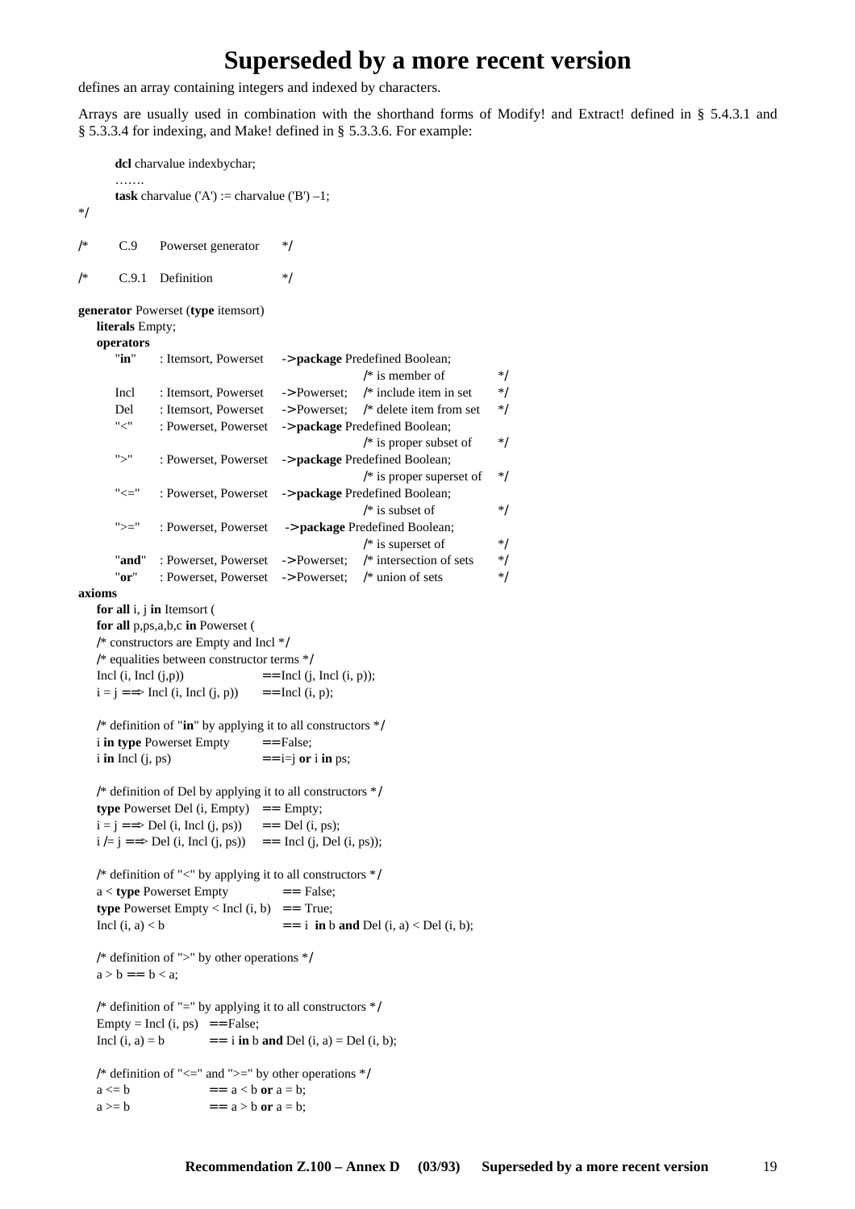# Superseded by a more recent version

defines an array containing integers and indexed by characters.

Arrays are usually used in combination with the shorthand forms of Modify! and Extract! defined in § 5.4.3.1 and § 5.3.3.4 for indexing, and Make! defined in § 5.3.3.6. For example:

```
        dcl charvalue indexbychar;
        …….
        task charvalue ('A') := charvalue ('B') –1;
*/

/*      C.9     Powerset generator      */

/*      C.9.1   Definition              */

generator Powerset (type itemsort)
    literals Empty;
    operators
        "in"    : Itemsort, Powerset    ->package Predefined Boolean;
                                                /* is member of             */
        Incl    : Itemsort, Powerset    ->Powerset;     /* include item in set  */
        Del     : Itemsort, Powerset    ->Powerset;     /* delete item from set */
        "<"     : Powerset, Powerset    ->package Predefined Boolean;
                                                /* is proper subset of      */
        ">"     : Powerset, Powerset    ->package Predefined Boolean;
                                                /* is proper superset of    */
        "<="    : Powerset, Powerset    ->package Predefined Boolean;
                                                /* is subset of             */
        ">="    : Powerset, Powerset    ->package Predefined Boolean;
                                                /* is superset of           */
        "and"   : Powerset, Powerset    ->Powerset;     /* intersection of sets */
        "or"    : Powerset, Powerset    ->Powerset;     /* union of sets        */
axioms
    for all i, j in Itemsort (
    for all p,ps,a,b,c in Powerset (
    /* constructors are Empty and Incl */
    /* equalities between constructor terms */
    Incl (i, Incl (j,p))            ==Incl (j, Incl (i, p));
    i = j ==> Incl (i, Incl (j, p)) ==Incl (i, p);

    /* definition of "in" by applying it to all constructors */
    i in type Powerset Empty        ==False;
    i in Incl (j, ps)               ==i=j or i in ps;

    /* definition of Del by applying it to all constructors */
    type Powerset Del (i, Empty)    == Empty;
    i = j ==> Del (i, Incl (j, ps)) == Del (i, ps);
    i /= j ==> Del (i, Incl (j, ps)) == Incl (j, Del (i, ps));

    /* definition of "<" by applying it to all constructors */
    a < type Powerset Empty             == False;
    type Powerset Empty < Incl (i, b)   == True;
    Incl (i, a) < b                     == i in b and Del (i, a) < Del (i, b);

    /* definition of ">" by other operations */
    a > b == b < a;

    /* definition of "=" by applying it to all constructors */
    Empty = Incl (i, ps)    ==False;
    Incl (i, a) = b         == i in b and Del (i, a) = Del (i, b);

    /* definition of "<=" and ">=" by other operations */
    a <= b              == a < b or a = b;
    a >= b              == a > b or a = b;
```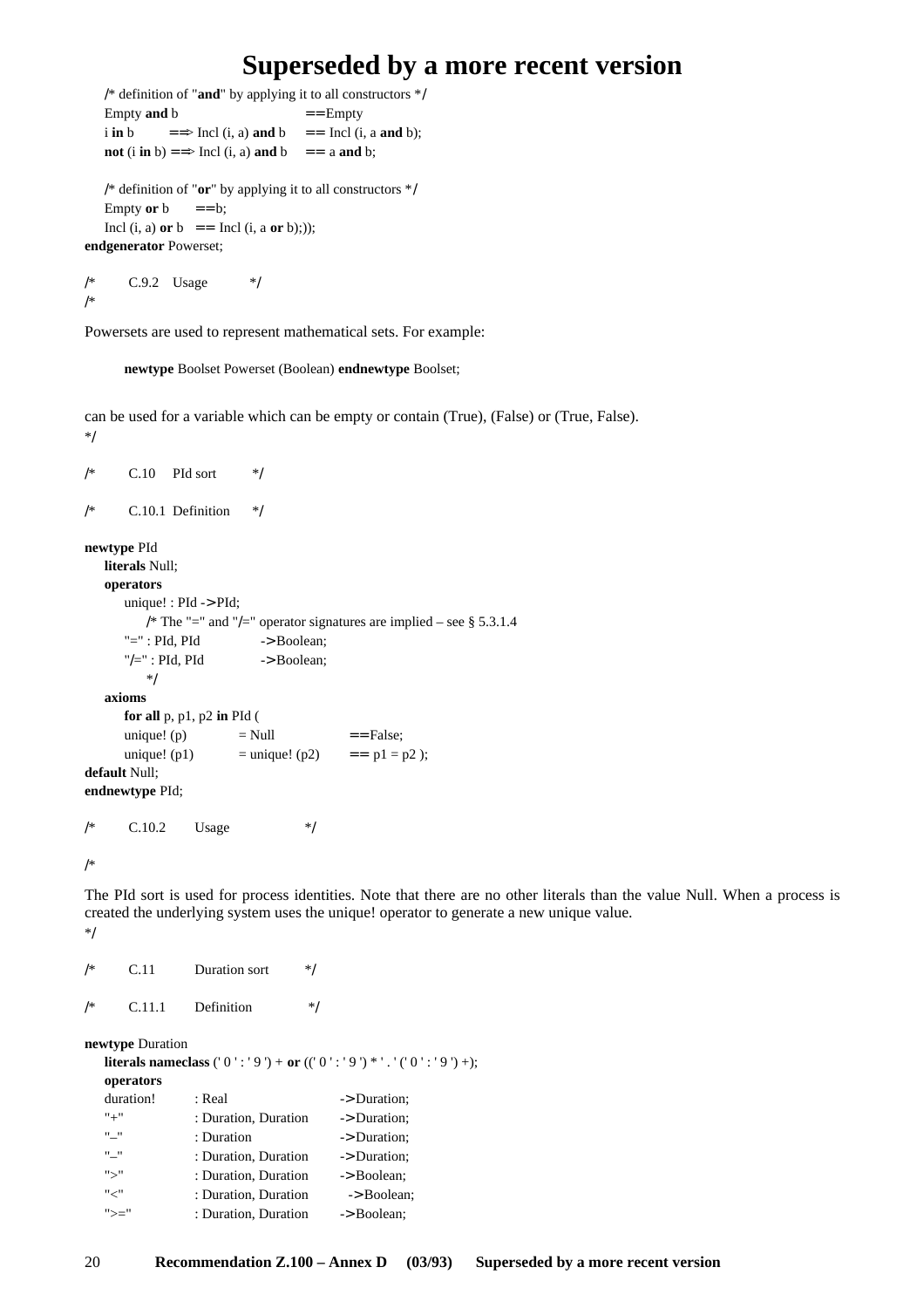```
    /* definition of "and" by applying it to all constructors */
    Empty and b                          ==Empty
    i in b         ==> Incl (i, a) and b     == Incl (i, a and b);
    not (i in b) ==> Incl (i, a) and b     == a and b;

    /* definition of "or" by applying it to all constructors */
    Empty or b       ==b;
    Incl (i, a) or b   == Incl (i, a or b););
endgenerator Powerset;

/*        C.9.2    Usage           */
/*
```

Powersets are used to represent mathematical sets. For example:

```
        newtype Boolset Powerset (Boolean) endnewtype Boolset;
```

can be used for a variable which can be empty or contain (True), (False) or (True, False).

```
*/

/*        C.10     PId sort         */

/*        C.10.1  Definition      */

newtype PId
    literals Null;
    operators
        unique! : PId ->PId;
            /* The "=" and "/=" operator signatures are implied – see § 5.3.1.4
        "=" : PId, PId              ->Boolean;
        "/=" : PId, PId             ->Boolean;
            */
    axioms
        for all p, p1, p2 in PId (
        unique! (p)            = Null                ==False;
        unique! (p1)           = unique! (p2)        == p1 = p2 );
default Null;
endnewtype PId;

/*        C.10.2        Usage                  */

/*
```

The PId sort is used for process identities. Note that there are no other literals than the value Null. When a process is created the underlying system uses the unique! operator to generate a new unique value.

```
*/

/*        C.11          Duration sort         */

/*        C.11.1        Definition              */

newtype Duration
    literals nameclass (' 0 ' : ' 9 ') + or ((' 0 ' : ' 9 ') * ' . ' (' 0 ' : ' 9 ') +);
    operators
    duration!          : Real                    ->Duration;
    "+"                : Duration, Duration      ->Duration;
    "–"                : Duration                ->Duration;
    "–"                : Duration, Duration      ->Duration;
    ">"                : Duration, Duration      ->Boolean;
    "<"                : Duration, Duration        ->Boolean;
    ">="               : Duration, Duration      ->Boolean;
```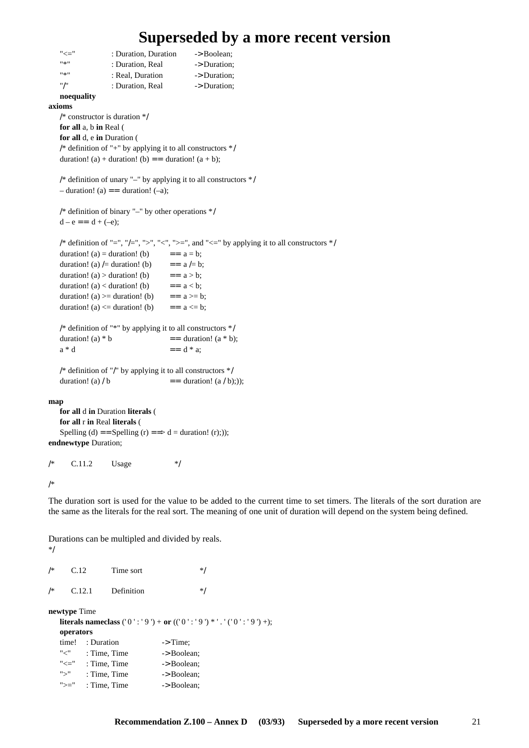# Superseded by a more recent version

```
    "<="          : Duration, Duration      -> Boolean;
    "*"           : Duration, Real          -> Duration;
    "*"           : Real, Duration          -> Duration;
    "/"           : Duration, Real          -> Duration;
    noequality
axioms
    /* constructor is duration */
    for all a, b in Real (
    for all d, e in Duration (
    /* definition of "+" by applying it to all constructors */
    duration! (a) + duration! (b) == duration! (a + b);

    /* definition of unary "–" by applying it to all constructors */
    – duration! (a) == duration! (–a);

    /* definition of binary "–" by other operations */
    d – e == d + (–e);

    /* definition of "=", "/=", ">", "<", ">=", and "<=" by applying it to all constructors */
    duration! (a) = duration! (b)        == a = b;
    duration! (a) /= duration! (b)       == a /= b;
    duration! (a) > duration! (b)        == a > b;
    duration! (a) < duration! (b)        == a < b;
    duration! (a) >= duration! (b)       == a >= b;
    duration! (a) <= duration! (b)       == a <= b;

    /* definition of "*" by applying it to all constructors */
    duration! (a) * b                    == duration! (a * b);
    a * d                                == d * a;

    /* definition of "/" by applying it to all constructors */
    duration! (a) / b                    == duration! (a / b););

map
    for all d in Duration literals (
    for all r in Real literals (
    Spelling (d) ==Spelling (r) ==> d = duration! (r););
endnewtype Duration;

/*      C.11.2      Usage           */

/*
```

The duration sort is used for the value to be added to the current time to set timers. The literals of the sort duration are the same as the literals for the real sort. The meaning of one unit of duration will depend on the system being defined.

Durations can be multipled and divided by reals.

```
*/

/*      C.12        Time sort           */

/*      C.12.1      Definition          */

newtype Time
    literals nameclass ('0' : '9') + or (('0' : '9') * '.' ('0' : '9') +);
    operators
    time!   : Duration          -> Time;
    "<"     : Time, Time        -> Boolean;
    "<="    : Time, Time        -> Boolean;
    ">"     : Time, Time        -> Boolean;
    ">="    : Time, Time        -> Boolean;
```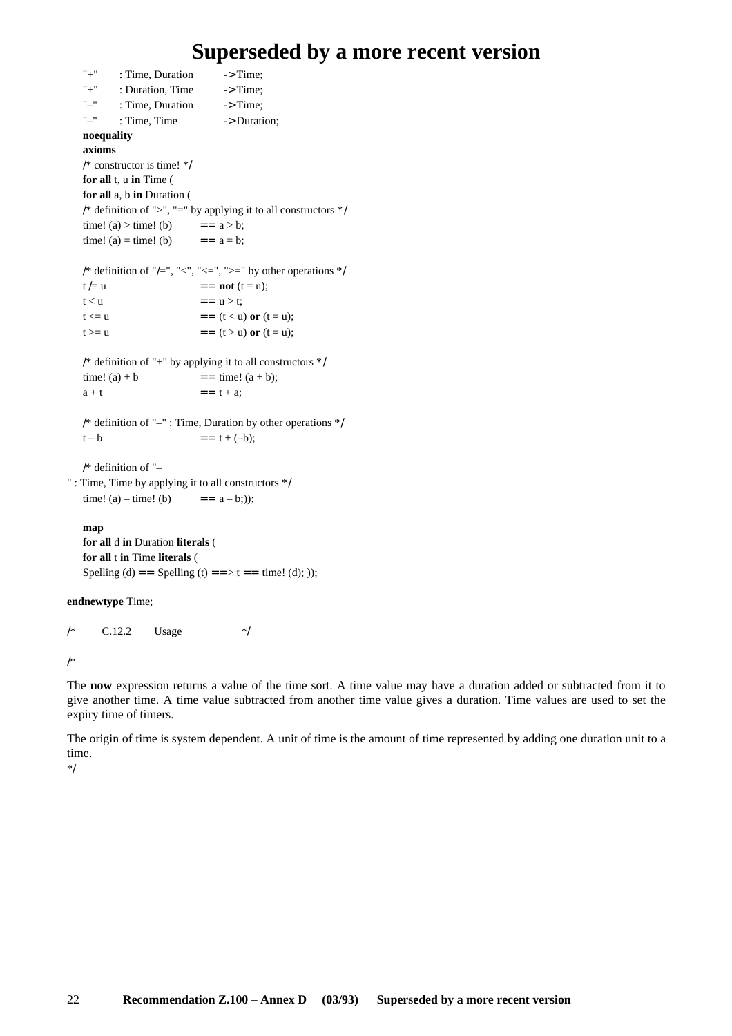# Superseded by a more recent version

```
    "+"     : Time, Duration      -> Time;
    "+"     : Duration, Time      -> Time;
    "–"     : Time, Duration      -> Time;
    "–"     : Time, Time          -> Duration;
    noequality
    axioms
    /* constructor is time! */
    for all t, u in Time (
    for all a, b in Duration (
    /* definition of ">", "=" by applying it to all constructors */
    time! (a) > time! (b)       == a > b;
    time! (a) = time! (b)       == a = b;

    /* definition of "/=", "<", "<=", ">=" by other operations */
    t /= u                      == not (t = u);
    t < u                       == u > t;
    t <= u                      == (t < u) or (t = u);
    t >= u                      == (t > u) or (t = u);

    /* definition of "+" by applying it to all constructors */
    time! (a) + b               == time! (a + b);
    a + t                       == t + a;

    /* definition of "–" : Time, Duration by other operations */
    t – b                       == t + (–b);

    /* definition of "–
" : Time, Time by applying it to all constructors */
    time! (a) – time! (b)       == a – b;));

    map
    for all d in Duration literals (
    for all t in Time literals (
    Spelling (d) == Spelling (t) ==> t == time! (d); ));

endnewtype Time;

/*      C.12.2      Usage           */

/*
```

The **now** expression returns a value of the time sort. A time value may have a duration added or subtracted from it to give another time. A time value subtracted from another time value gives a duration. Time values are used to set the expiry time of timers.

The origin of time is system dependent. A unit of time is the amount of time represented by adding one duration unit to a time.

*/